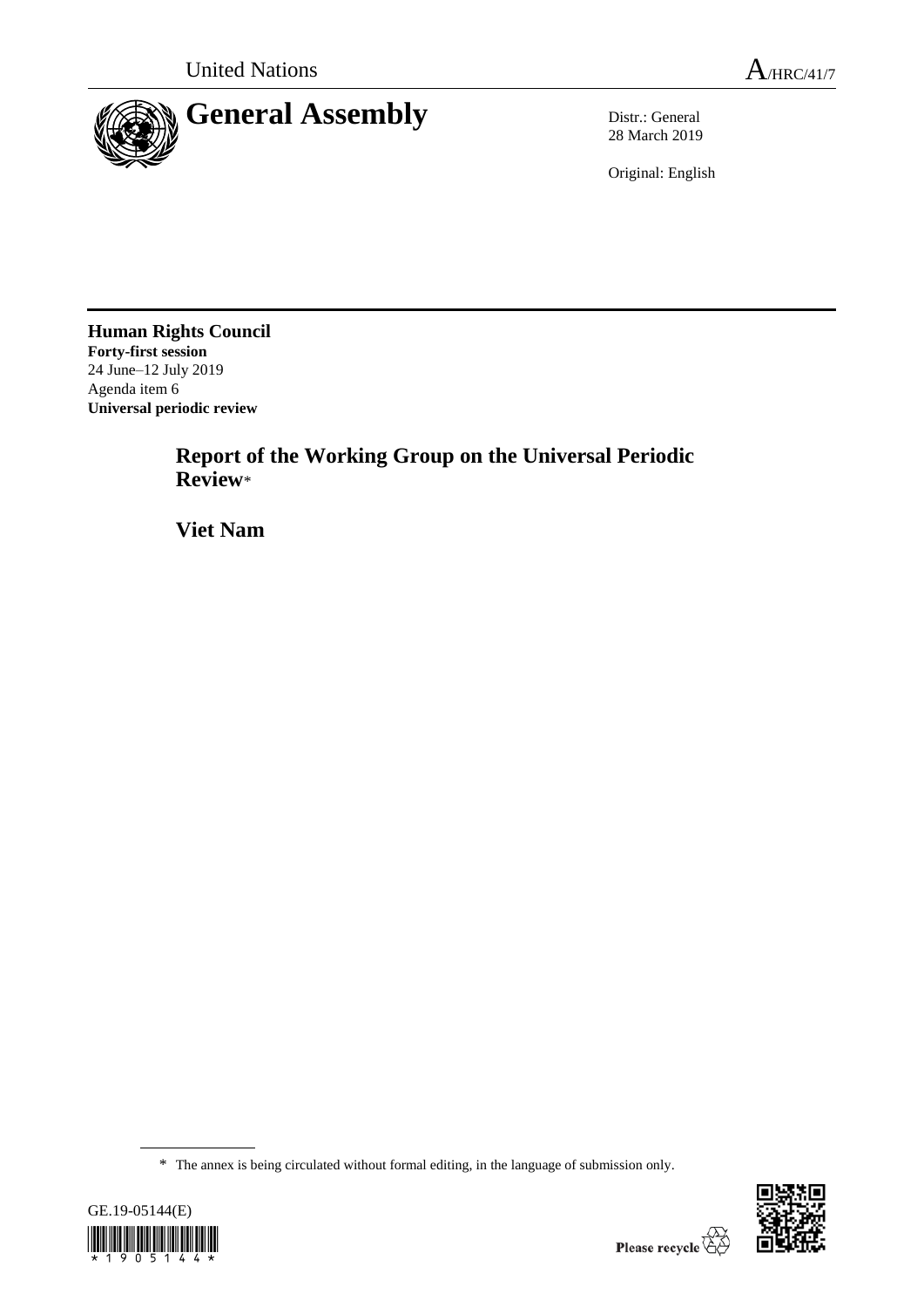United Nations

A/HRC/41/7

# General Assembly

Distr.: General
28 March 2019

Original: English

**Human Rights Council**
**Forty-first session**
24 June–12 July 2019
Agenda item 6
**Universal periodic review**

## Report of the Working Group on the Universal Periodic Review*

## Viet Nam

* The annex is being circulated without formal editing, in the language of submission only.

GE.19-05144(E)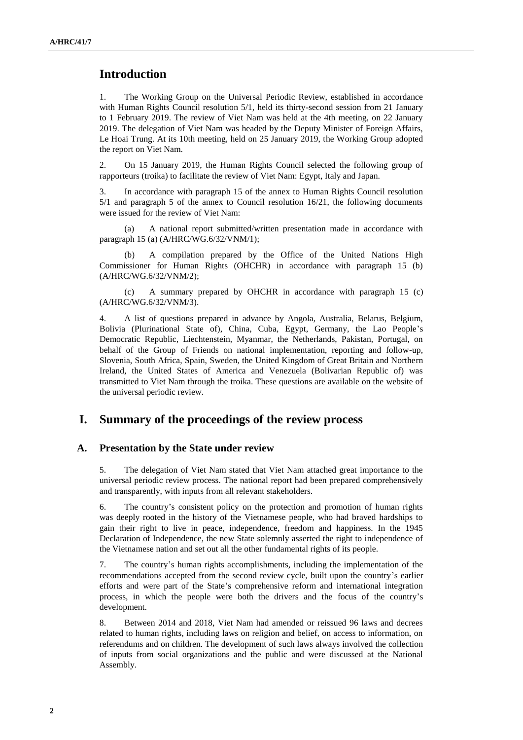# Introduction

1. The Working Group on the Universal Periodic Review, established in accordance with Human Rights Council resolution 5/1, held its thirty-second session from 21 January to 1 February 2019. The review of Viet Nam was held at the 4th meeting, on 22 January 2019. The delegation of Viet Nam was headed by the Deputy Minister of Foreign Affairs, Le Hoai Trung. At its 10th meeting, held on 25 January 2019, the Working Group adopted the report on Viet Nam.

2. On 15 January 2019, the Human Rights Council selected the following group of rapporteurs (troika) to facilitate the review of Viet Nam: Egypt, Italy and Japan.

3. In accordance with paragraph 15 of the annex to Human Rights Council resolution 5/1 and paragraph 5 of the annex to Council resolution 16/21, the following documents were issued for the review of Viet Nam:

(a) A national report submitted/written presentation made in accordance with paragraph 15 (a) (A/HRC/WG.6/32/VNM/1);

(b) A compilation prepared by the Office of the United Nations High Commissioner for Human Rights (OHCHR) in accordance with paragraph 15 (b) (A/HRC/WG.6/32/VNM/2);

(c) A summary prepared by OHCHR in accordance with paragraph 15 (c) (A/HRC/WG.6/32/VNM/3).

4. A list of questions prepared in advance by Angola, Australia, Belarus, Belgium, Bolivia (Plurinational State of), China, Cuba, Egypt, Germany, the Lao People's Democratic Republic, Liechtenstein, Myanmar, the Netherlands, Pakistan, Portugal, on behalf of the Group of Friends on national implementation, reporting and follow-up, Slovenia, South Africa, Spain, Sweden, the United Kingdom of Great Britain and Northern Ireland, the United States of America and Venezuela (Bolivarian Republic of) was transmitted to Viet Nam through the troika. These questions are available on the website of the universal periodic review.

# I. Summary of the proceedings of the review process

## A. Presentation by the State under review

5. The delegation of Viet Nam stated that Viet Nam attached great importance to the universal periodic review process. The national report had been prepared comprehensively and transparently, with inputs from all relevant stakeholders.

6. The country's consistent policy on the protection and promotion of human rights was deeply rooted in the history of the Vietnamese people, who had braved hardships to gain their right to live in peace, independence, freedom and happiness. In the 1945 Declaration of Independence, the new State solemnly asserted the right to independence of the Vietnamese nation and set out all the other fundamental rights of its people.

7. The country's human rights accomplishments, including the implementation of the recommendations accepted from the second review cycle, built upon the country's earlier efforts and were part of the State's comprehensive reform and international integration process, in which the people were both the drivers and the focus of the country's development.

8. Between 2014 and 2018, Viet Nam had amended or reissued 96 laws and decrees related to human rights, including laws on religion and belief, on access to information, on referendums and on children. The development of such laws always involved the collection of inputs from social organizations and the public and were discussed at the National Assembly.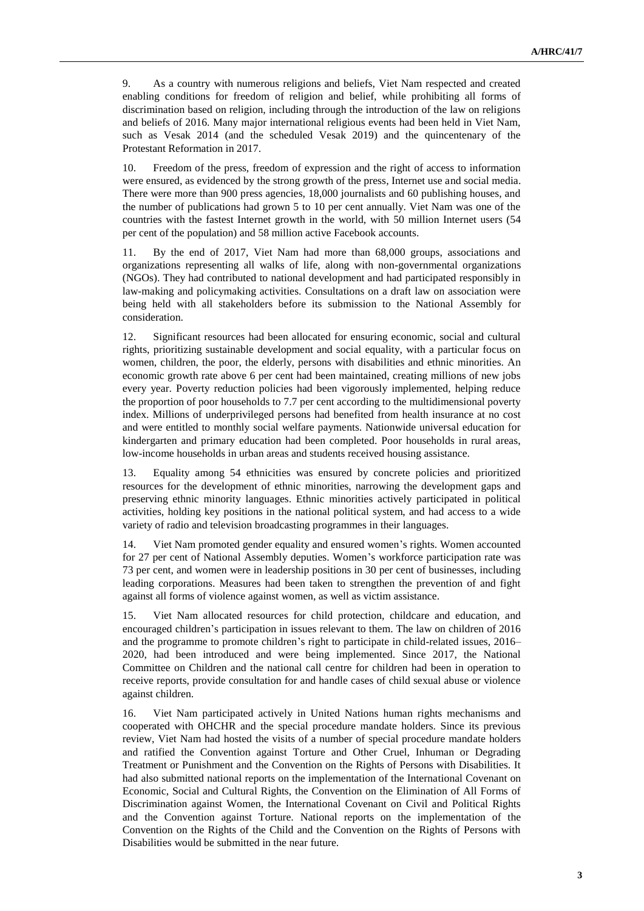9. As a country with numerous religions and beliefs, Viet Nam respected and created enabling conditions for freedom of religion and belief, while prohibiting all forms of discrimination based on religion, including through the introduction of the law on religions and beliefs of 2016. Many major international religious events had been held in Viet Nam, such as Vesak 2014 (and the scheduled Vesak 2019) and the quincentenary of the Protestant Reformation in 2017.

10. Freedom of the press, freedom of expression and the right of access to information were ensured, as evidenced by the strong growth of the press, Internet use and social media. There were more than 900 press agencies, 18,000 journalists and 60 publishing houses, and the number of publications had grown 5 to 10 per cent annually. Viet Nam was one of the countries with the fastest Internet growth in the world, with 50 million Internet users (54 per cent of the population) and 58 million active Facebook accounts.

11. By the end of 2017, Viet Nam had more than 68,000 groups, associations and organizations representing all walks of life, along with non-governmental organizations (NGOs). They had contributed to national development and had participated responsibly in law-making and policymaking activities. Consultations on a draft law on association were being held with all stakeholders before its submission to the National Assembly for consideration.

12. Significant resources had been allocated for ensuring economic, social and cultural rights, prioritizing sustainable development and social equality, with a particular focus on women, children, the poor, the elderly, persons with disabilities and ethnic minorities. An economic growth rate above 6 per cent had been maintained, creating millions of new jobs every year. Poverty reduction policies had been vigorously implemented, helping reduce the proportion of poor households to 7.7 per cent according to the multidimensional poverty index. Millions of underprivileged persons had benefited from health insurance at no cost and were entitled to monthly social welfare payments. Nationwide universal education for kindergarten and primary education had been completed. Poor households in rural areas, low-income households in urban areas and students received housing assistance.

13. Equality among 54 ethnicities was ensured by concrete policies and prioritized resources for the development of ethnic minorities, narrowing the development gaps and preserving ethnic minority languages. Ethnic minorities actively participated in political activities, holding key positions in the national political system, and had access to a wide variety of radio and television broadcasting programmes in their languages.

14. Viet Nam promoted gender equality and ensured women's rights. Women accounted for 27 per cent of National Assembly deputies. Women's workforce participation rate was 73 per cent, and women were in leadership positions in 30 per cent of businesses, including leading corporations. Measures had been taken to strengthen the prevention of and fight against all forms of violence against women, as well as victim assistance.

15. Viet Nam allocated resources for child protection, childcare and education, and encouraged children's participation in issues relevant to them. The law on children of 2016 and the programme to promote children's right to participate in child-related issues, 2016–2020, had been introduced and were being implemented. Since 2017, the National Committee on Children and the national call centre for children had been in operation to receive reports, provide consultation for and handle cases of child sexual abuse or violence against children.

16. Viet Nam participated actively in United Nations human rights mechanisms and cooperated with OHCHR and the special procedure mandate holders. Since its previous review, Viet Nam had hosted the visits of a number of special procedure mandate holders and ratified the Convention against Torture and Other Cruel, Inhuman or Degrading Treatment or Punishment and the Convention on the Rights of Persons with Disabilities. It had also submitted national reports on the implementation of the International Covenant on Economic, Social and Cultural Rights, the Convention on the Elimination of All Forms of Discrimination against Women, the International Covenant on Civil and Political Rights and the Convention against Torture. National reports on the implementation of the Convention on the Rights of the Child and the Convention on the Rights of Persons with Disabilities would be submitted in the near future.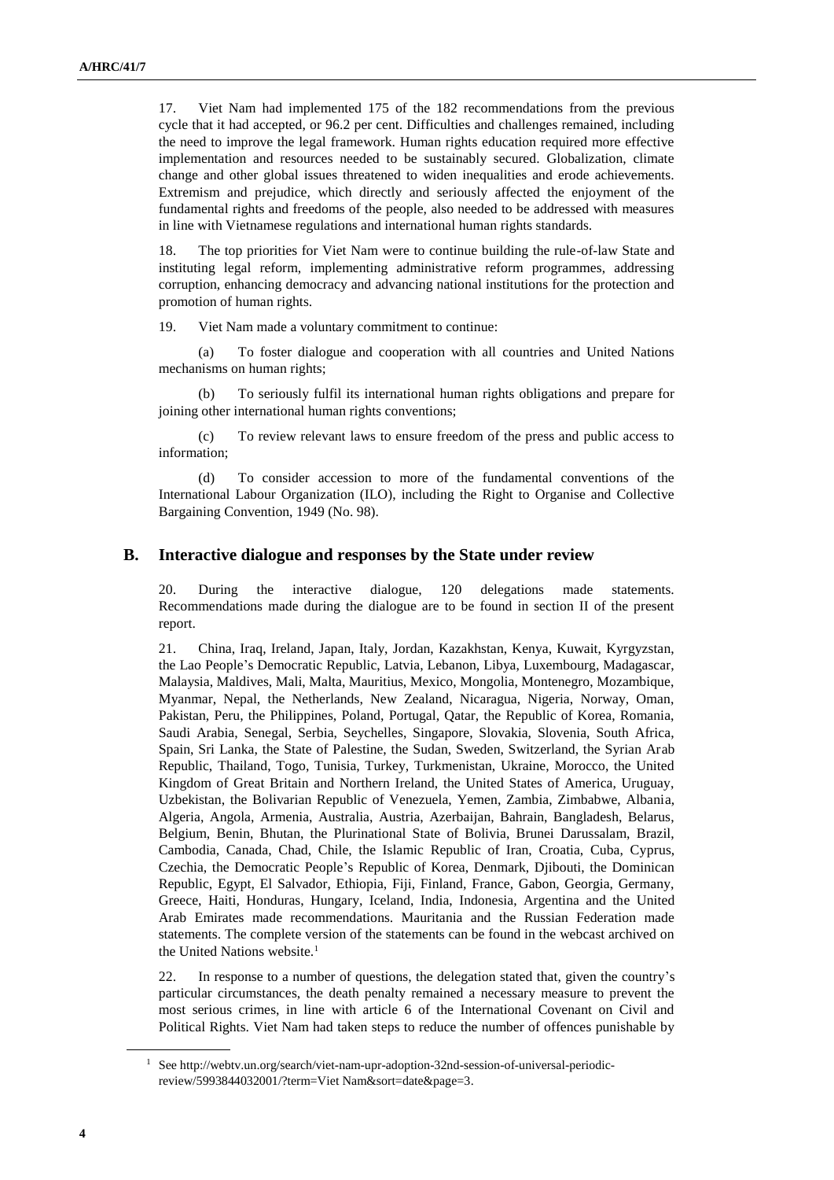17. Viet Nam had implemented 175 of the 182 recommendations from the previous cycle that it had accepted, or 96.2 per cent. Difficulties and challenges remained, including the need to improve the legal framework. Human rights education required more effective implementation and resources needed to be sustainably secured. Globalization, climate change and other global issues threatened to widen inequalities and erode achievements. Extremism and prejudice, which directly and seriously affected the enjoyment of the fundamental rights and freedoms of the people, also needed to be addressed with measures in line with Vietnamese regulations and international human rights standards.

18. The top priorities for Viet Nam were to continue building the rule-of-law State and instituting legal reform, implementing administrative reform programmes, addressing corruption, enhancing democracy and advancing national institutions for the protection and promotion of human rights.

19. Viet Nam made a voluntary commitment to continue:

(a) To foster dialogue and cooperation with all countries and United Nations mechanisms on human rights;

(b) To seriously fulfil its international human rights obligations and prepare for joining other international human rights conventions;

(c) To review relevant laws to ensure freedom of the press and public access to information;

(d) To consider accession to more of the fundamental conventions of the International Labour Organization (ILO), including the Right to Organise and Collective Bargaining Convention, 1949 (No. 98).

## B. Interactive dialogue and responses by the State under review

20. During the interactive dialogue, 120 delegations made statements. Recommendations made during the dialogue are to be found in section II of the present report.

21. China, Iraq, Ireland, Japan, Italy, Jordan, Kazakhstan, Kenya, Kuwait, Kyrgyzstan, the Lao People's Democratic Republic, Latvia, Lebanon, Libya, Luxembourg, Madagascar, Malaysia, Maldives, Mali, Malta, Mauritius, Mexico, Mongolia, Montenegro, Mozambique, Myanmar, Nepal, the Netherlands, New Zealand, Nicaragua, Nigeria, Norway, Oman, Pakistan, Peru, the Philippines, Poland, Portugal, Qatar, the Republic of Korea, Romania, Saudi Arabia, Senegal, Serbia, Seychelles, Singapore, Slovakia, Slovenia, South Africa, Spain, Sri Lanka, the State of Palestine, the Sudan, Sweden, Switzerland, the Syrian Arab Republic, Thailand, Togo, Tunisia, Turkey, Turkmenistan, Ukraine, Morocco, the United Kingdom of Great Britain and Northern Ireland, the United States of America, Uruguay, Uzbekistan, the Bolivarian Republic of Venezuela, Yemen, Zambia, Zimbabwe, Albania, Algeria, Angola, Armenia, Australia, Austria, Azerbaijan, Bahrain, Bangladesh, Belarus, Belgium, Benin, Bhutan, the Plurinational State of Bolivia, Brunei Darussalam, Brazil, Cambodia, Canada, Chad, Chile, the Islamic Republic of Iran, Croatia, Cuba, Cyprus, Czechia, the Democratic People's Republic of Korea, Denmark, Djibouti, the Dominican Republic, Egypt, El Salvador, Ethiopia, Fiji, Finland, France, Gabon, Georgia, Germany, Greece, Haiti, Honduras, Hungary, Iceland, India, Indonesia, Argentina and the United Arab Emirates made recommendations. Mauritania and the Russian Federation made statements. The complete version of the statements can be found in the webcast archived on the United Nations website.[1]

22. In response to a number of questions, the delegation stated that, given the country's particular circumstances, the death penalty remained a necessary measure to prevent the most serious crimes, in line with article 6 of the International Covenant on Civil and Political Rights. Viet Nam had taken steps to reduce the number of offences punishable by

[1] See http://webtv.un.org/search/viet-nam-upr-adoption-32nd-session-of-universal-periodic-review/5993844032001/?term=Viet Nam&sort=date&page=3.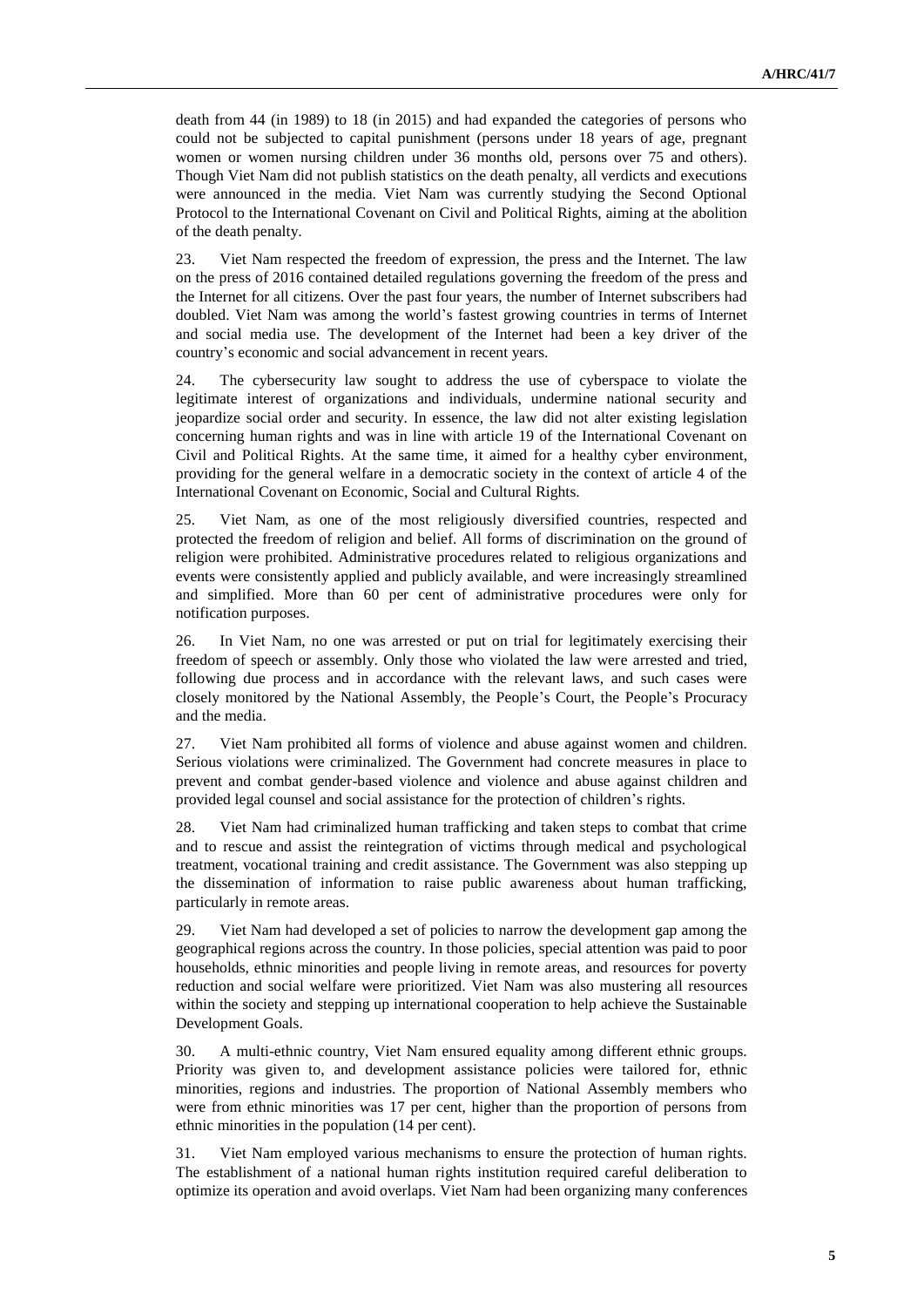death from 44 (in 1989) to 18 (in 2015) and had expanded the categories of persons who could not be subjected to capital punishment (persons under 18 years of age, pregnant women or women nursing children under 36 months old, persons over 75 and others). Though Viet Nam did not publish statistics on the death penalty, all verdicts and executions were announced in the media. Viet Nam was currently studying the Second Optional Protocol to the International Covenant on Civil and Political Rights, aiming at the abolition of the death penalty.

23. Viet Nam respected the freedom of expression, the press and the Internet. The law on the press of 2016 contained detailed regulations governing the freedom of the press and the Internet for all citizens. Over the past four years, the number of Internet subscribers had doubled. Viet Nam was among the world's fastest growing countries in terms of Internet and social media use. The development of the Internet had been a key driver of the country's economic and social advancement in recent years.

24. The cybersecurity law sought to address the use of cyberspace to violate the legitimate interest of organizations and individuals, undermine national security and jeopardize social order and security. In essence, the law did not alter existing legislation concerning human rights and was in line with article 19 of the International Covenant on Civil and Political Rights. At the same time, it aimed for a healthy cyber environment, providing for the general welfare in a democratic society in the context of article 4 of the International Covenant on Economic, Social and Cultural Rights.

25. Viet Nam, as one of the most religiously diversified countries, respected and protected the freedom of religion and belief. All forms of discrimination on the ground of religion were prohibited. Administrative procedures related to religious organizations and events were consistently applied and publicly available, and were increasingly streamlined and simplified. More than 60 per cent of administrative procedures were only for notification purposes.

26. In Viet Nam, no one was arrested or put on trial for legitimately exercising their freedom of speech or assembly. Only those who violated the law were arrested and tried, following due process and in accordance with the relevant laws, and such cases were closely monitored by the National Assembly, the People's Court, the People's Procuracy and the media.

27. Viet Nam prohibited all forms of violence and abuse against women and children. Serious violations were criminalized. The Government had concrete measures in place to prevent and combat gender-based violence and violence and abuse against children and provided legal counsel and social assistance for the protection of children's rights.

28. Viet Nam had criminalized human trafficking and taken steps to combat that crime and to rescue and assist the reintegration of victims through medical and psychological treatment, vocational training and credit assistance. The Government was also stepping up the dissemination of information to raise public awareness about human trafficking, particularly in remote areas.

29. Viet Nam had developed a set of policies to narrow the development gap among the geographical regions across the country. In those policies, special attention was paid to poor households, ethnic minorities and people living in remote areas, and resources for poverty reduction and social welfare were prioritized. Viet Nam was also mustering all resources within the society and stepping up international cooperation to help achieve the Sustainable Development Goals.

30. A multi-ethnic country, Viet Nam ensured equality among different ethnic groups. Priority was given to, and development assistance policies were tailored for, ethnic minorities, regions and industries. The proportion of National Assembly members who were from ethnic minorities was 17 per cent, higher than the proportion of persons from ethnic minorities in the population (14 per cent).

31. Viet Nam employed various mechanisms to ensure the protection of human rights. The establishment of a national human rights institution required careful deliberation to optimize its operation and avoid overlaps. Viet Nam had been organizing many conferences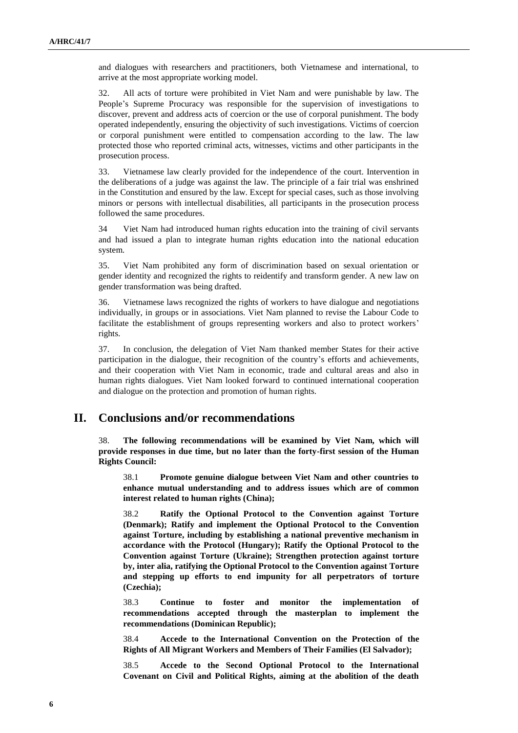and dialogues with researchers and practitioners, both Vietnamese and international, to arrive at the most appropriate working model.

32. All acts of torture were prohibited in Viet Nam and were punishable by law. The People's Supreme Procuracy was responsible for the supervision of investigations to discover, prevent and address acts of coercion or the use of corporal punishment. The body operated independently, ensuring the objectivity of such investigations. Victims of coercion or corporal punishment were entitled to compensation according to the law. The law protected those who reported criminal acts, witnesses, victims and other participants in the prosecution process.

33. Vietnamese law clearly provided for the independence of the court. Intervention in the deliberations of a judge was against the law. The principle of a fair trial was enshrined in the Constitution and ensured by the law. Except for special cases, such as those involving minors or persons with intellectual disabilities, all participants in the prosecution process followed the same procedures.

34 Viet Nam had introduced human rights education into the training of civil servants and had issued a plan to integrate human rights education into the national education system.

35. Viet Nam prohibited any form of discrimination based on sexual orientation or gender identity and recognized the rights to reidentify and transform gender. A new law on gender transformation was being drafted.

36. Vietnamese laws recognized the rights of workers to have dialogue and negotiations individually, in groups or in associations. Viet Nam planned to revise the Labour Code to facilitate the establishment of groups representing workers and also to protect workers' rights.

37. In conclusion, the delegation of Viet Nam thanked member States for their active participation in the dialogue, their recognition of the country's efforts and achievements, and their cooperation with Viet Nam in economic, trade and cultural areas and also in human rights dialogues. Viet Nam looked forward to continued international cooperation and dialogue on the protection and promotion of human rights.

## II. Conclusions and/or recommendations

38. **The following recommendations will be examined by Viet Nam, which will provide responses in due time, but no later than the forty-first session of the Human Rights Council:**

38.1 **Promote genuine dialogue between Viet Nam and other countries to enhance mutual understanding and to address issues which are of common interest related to human rights (China);**

38.2 **Ratify the Optional Protocol to the Convention against Torture (Denmark); Ratify and implement the Optional Protocol to the Convention against Torture, including by establishing a national preventive mechanism in accordance with the Protocol (Hungary); Ratify the Optional Protocol to the Convention against Torture (Ukraine); Strengthen protection against torture by, inter alia, ratifying the Optional Protocol to the Convention against Torture and stepping up efforts to end impunity for all perpetrators of torture (Czechia);**

38.3 **Continue to foster and monitor the implementation of recommendations accepted through the masterplan to implement the recommendations (Dominican Republic);**

38.4 **Accede to the International Convention on the Protection of the Rights of All Migrant Workers and Members of Their Families (El Salvador);**

38.5 **Accede to the Second Optional Protocol to the International Covenant on Civil and Political Rights, aiming at the abolition of the death**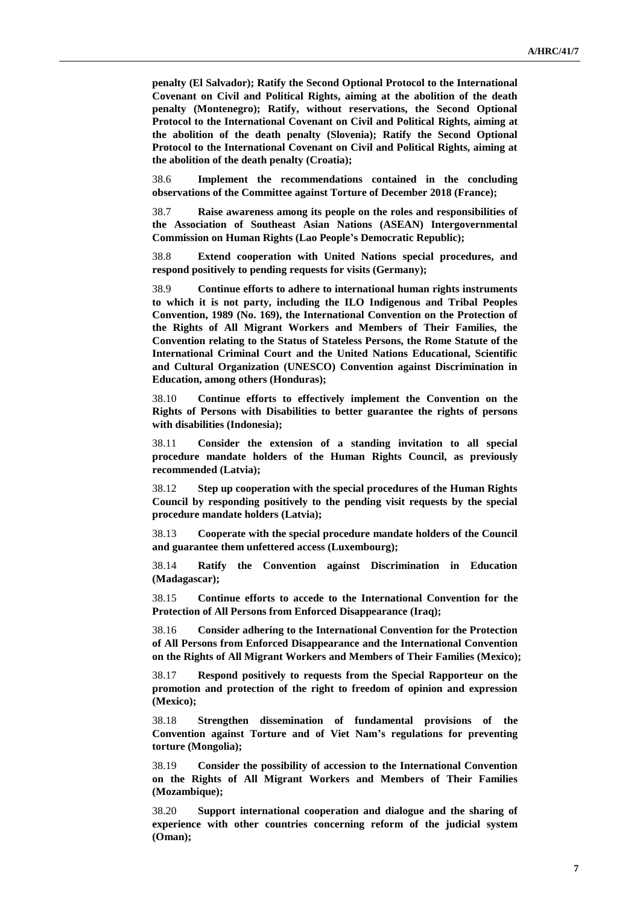**penalty (El Salvador); Ratify the Second Optional Protocol to the International Covenant on Civil and Political Rights, aiming at the abolition of the death penalty (Montenegro); Ratify, without reservations, the Second Optional Protocol to the International Covenant on Civil and Political Rights, aiming at the abolition of the death penalty (Slovenia); Ratify the Second Optional Protocol to the International Covenant on Civil and Political Rights, aiming at the abolition of the death penalty (Croatia);**

38.6 **Implement the recommendations contained in the concluding observations of the Committee against Torture of December 2018 (France);**

38.7 **Raise awareness among its people on the roles and responsibilities of the Association of Southeast Asian Nations (ASEAN) Intergovernmental Commission on Human Rights (Lao People's Democratic Republic);**

38.8 **Extend cooperation with United Nations special procedures, and respond positively to pending requests for visits (Germany);**

38.9 **Continue efforts to adhere to international human rights instruments to which it is not party, including the ILO Indigenous and Tribal Peoples Convention, 1989 (No. 169), the International Convention on the Protection of the Rights of All Migrant Workers and Members of Their Families, the Convention relating to the Status of Stateless Persons, the Rome Statute of the International Criminal Court and the United Nations Educational, Scientific and Cultural Organization (UNESCO) Convention against Discrimination in Education, among others (Honduras);**

38.10 **Continue efforts to effectively implement the Convention on the Rights of Persons with Disabilities to better guarantee the rights of persons with disabilities (Indonesia);**

38.11 **Consider the extension of a standing invitation to all special procedure mandate holders of the Human Rights Council, as previously recommended (Latvia);**

38.12 **Step up cooperation with the special procedures of the Human Rights Council by responding positively to the pending visit requests by the special procedure mandate holders (Latvia);**

38.13 **Cooperate with the special procedure mandate holders of the Council and guarantee them unfettered access (Luxembourg);**

38.14 **Ratify the Convention against Discrimination in Education (Madagascar);**

38.15 **Continue efforts to accede to the International Convention for the Protection of All Persons from Enforced Disappearance (Iraq);**

38.16 **Consider adhering to the International Convention for the Protection of All Persons from Enforced Disappearance and the International Convention on the Rights of All Migrant Workers and Members of Their Families (Mexico);**

38.17 **Respond positively to requests from the Special Rapporteur on the promotion and protection of the right to freedom of opinion and expression (Mexico);**

38.18 **Strengthen dissemination of fundamental provisions of the Convention against Torture and of Viet Nam's regulations for preventing torture (Mongolia);**

38.19 **Consider the possibility of accession to the International Convention on the Rights of All Migrant Workers and Members of Their Families (Mozambique);**

38.20 **Support international cooperation and dialogue and the sharing of experience with other countries concerning reform of the judicial system (Oman);**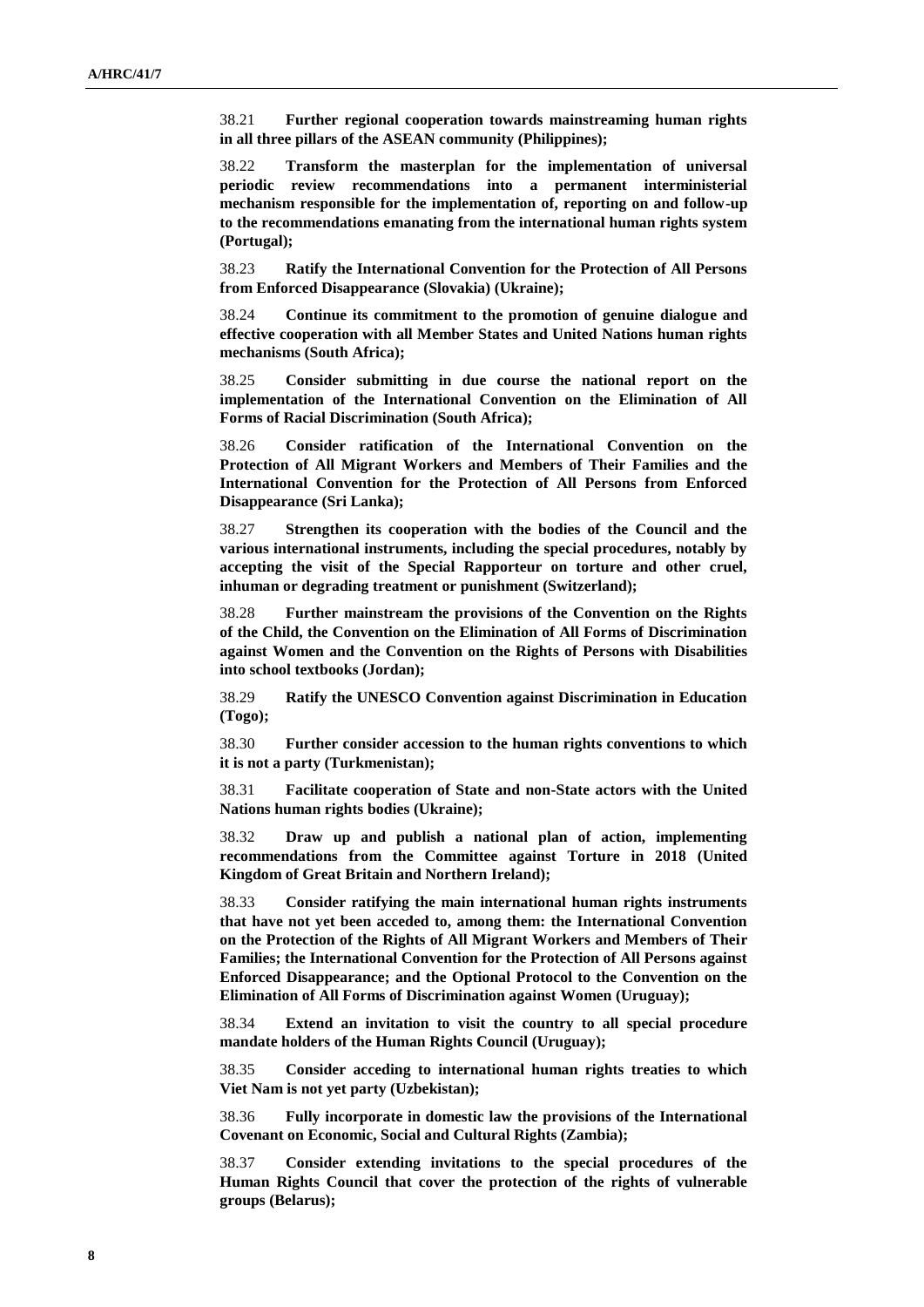38.21 **Further regional cooperation towards mainstreaming human rights in all three pillars of the ASEAN community (Philippines);**

38.22 **Transform the masterplan for the implementation of universal periodic review recommendations into a permanent interministerial mechanism responsible for the implementation of, reporting on and follow-up to the recommendations emanating from the international human rights system (Portugal);**

38.23 **Ratify the International Convention for the Protection of All Persons from Enforced Disappearance (Slovakia) (Ukraine);**

38.24 **Continue its commitment to the promotion of genuine dialogue and effective cooperation with all Member States and United Nations human rights mechanisms (South Africa);**

38.25 **Consider submitting in due course the national report on the implementation of the International Convention on the Elimination of All Forms of Racial Discrimination (South Africa);**

38.26 **Consider ratification of the International Convention on the Protection of All Migrant Workers and Members of Their Families and the International Convention for the Protection of All Persons from Enforced Disappearance (Sri Lanka);**

38.27 **Strengthen its cooperation with the bodies of the Council and the various international instruments, including the special procedures, notably by accepting the visit of the Special Rapporteur on torture and other cruel, inhuman or degrading treatment or punishment (Switzerland);**

38.28 **Further mainstream the provisions of the Convention on the Rights of the Child, the Convention on the Elimination of All Forms of Discrimination against Women and the Convention on the Rights of Persons with Disabilities into school textbooks (Jordan);**

38.29 **Ratify the UNESCO Convention against Discrimination in Education (Togo);**

38.30 **Further consider accession to the human rights conventions to which it is not a party (Turkmenistan);**

38.31 **Facilitate cooperation of State and non-State actors with the United Nations human rights bodies (Ukraine);**

38.32 **Draw up and publish a national plan of action, implementing recommendations from the Committee against Torture in 2018 (United Kingdom of Great Britain and Northern Ireland);**

38.33 **Consider ratifying the main international human rights instruments that have not yet been acceded to, among them: the International Convention on the Protection of the Rights of All Migrant Workers and Members of Their Families; the International Convention for the Protection of All Persons against Enforced Disappearance; and the Optional Protocol to the Convention on the Elimination of All Forms of Discrimination against Women (Uruguay);**

38.34 **Extend an invitation to visit the country to all special procedure mandate holders of the Human Rights Council (Uruguay);**

38.35 **Consider acceding to international human rights treaties to which Viet Nam is not yet party (Uzbekistan);**

38.36 **Fully incorporate in domestic law the provisions of the International Covenant on Economic, Social and Cultural Rights (Zambia);**

38.37 **Consider extending invitations to the special procedures of the Human Rights Council that cover the protection of the rights of vulnerable groups (Belarus);**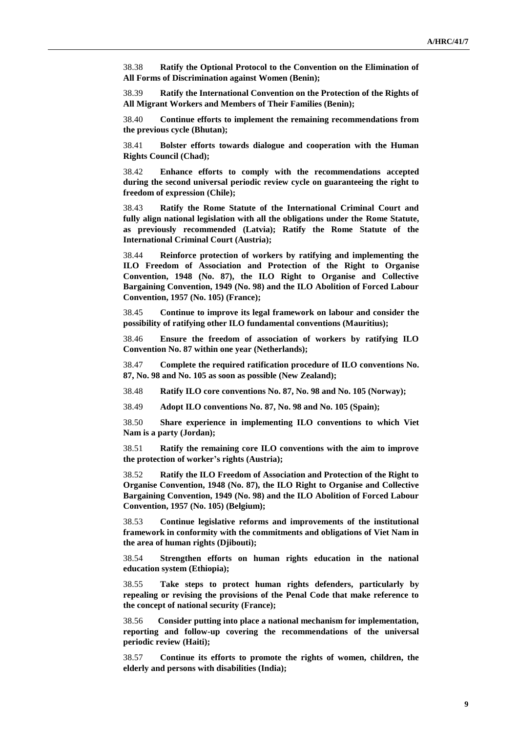38.38 **Ratify the Optional Protocol to the Convention on the Elimination of All Forms of Discrimination against Women (Benin);**

38.39 **Ratify the International Convention on the Protection of the Rights of All Migrant Workers and Members of Their Families (Benin);**

38.40 **Continue efforts to implement the remaining recommendations from the previous cycle (Bhutan);**

38.41 **Bolster efforts towards dialogue and cooperation with the Human Rights Council (Chad);**

38.42 **Enhance efforts to comply with the recommendations accepted during the second universal periodic review cycle on guaranteeing the right to freedom of expression (Chile);**

38.43 **Ratify the Rome Statute of the International Criminal Court and fully align national legislation with all the obligations under the Rome Statute, as previously recommended (Latvia); Ratify the Rome Statute of the International Criminal Court (Austria);**

38.44 **Reinforce protection of workers by ratifying and implementing the ILO Freedom of Association and Protection of the Right to Organise Convention, 1948 (No. 87), the ILO Right to Organise and Collective Bargaining Convention, 1949 (No. 98) and the ILO Abolition of Forced Labour Convention, 1957 (No. 105) (France);**

38.45 **Continue to improve its legal framework on labour and consider the possibility of ratifying other ILO fundamental conventions (Mauritius);**

38.46 **Ensure the freedom of association of workers by ratifying ILO Convention No. 87 within one year (Netherlands);**

38.47 **Complete the required ratification procedure of ILO conventions No. 87, No. 98 and No. 105 as soon as possible (New Zealand);**

38.48 **Ratify ILO core conventions No. 87, No. 98 and No. 105 (Norway);**

38.49 **Adopt ILO conventions No. 87, No. 98 and No. 105 (Spain);**

38.50 **Share experience in implementing ILO conventions to which Viet Nam is a party (Jordan);**

38.51 **Ratify the remaining core ILO conventions with the aim to improve the protection of worker's rights (Austria);**

38.52 **Ratify the ILO Freedom of Association and Protection of the Right to Organise Convention, 1948 (No. 87), the ILO Right to Organise and Collective Bargaining Convention, 1949 (No. 98) and the ILO Abolition of Forced Labour Convention, 1957 (No. 105) (Belgium);**

38.53 **Continue legislative reforms and improvements of the institutional framework in conformity with the commitments and obligations of Viet Nam in the area of human rights (Djibouti);**

38.54 **Strengthen efforts on human rights education in the national education system (Ethiopia);**

38.55 **Take steps to protect human rights defenders, particularly by repealing or revising the provisions of the Penal Code that make reference to the concept of national security (France);**

38.56 **Consider putting into place a national mechanism for implementation, reporting and follow-up covering the recommendations of the universal periodic review (Haiti);**

38.57 **Continue its efforts to promote the rights of women, children, the elderly and persons with disabilities (India);**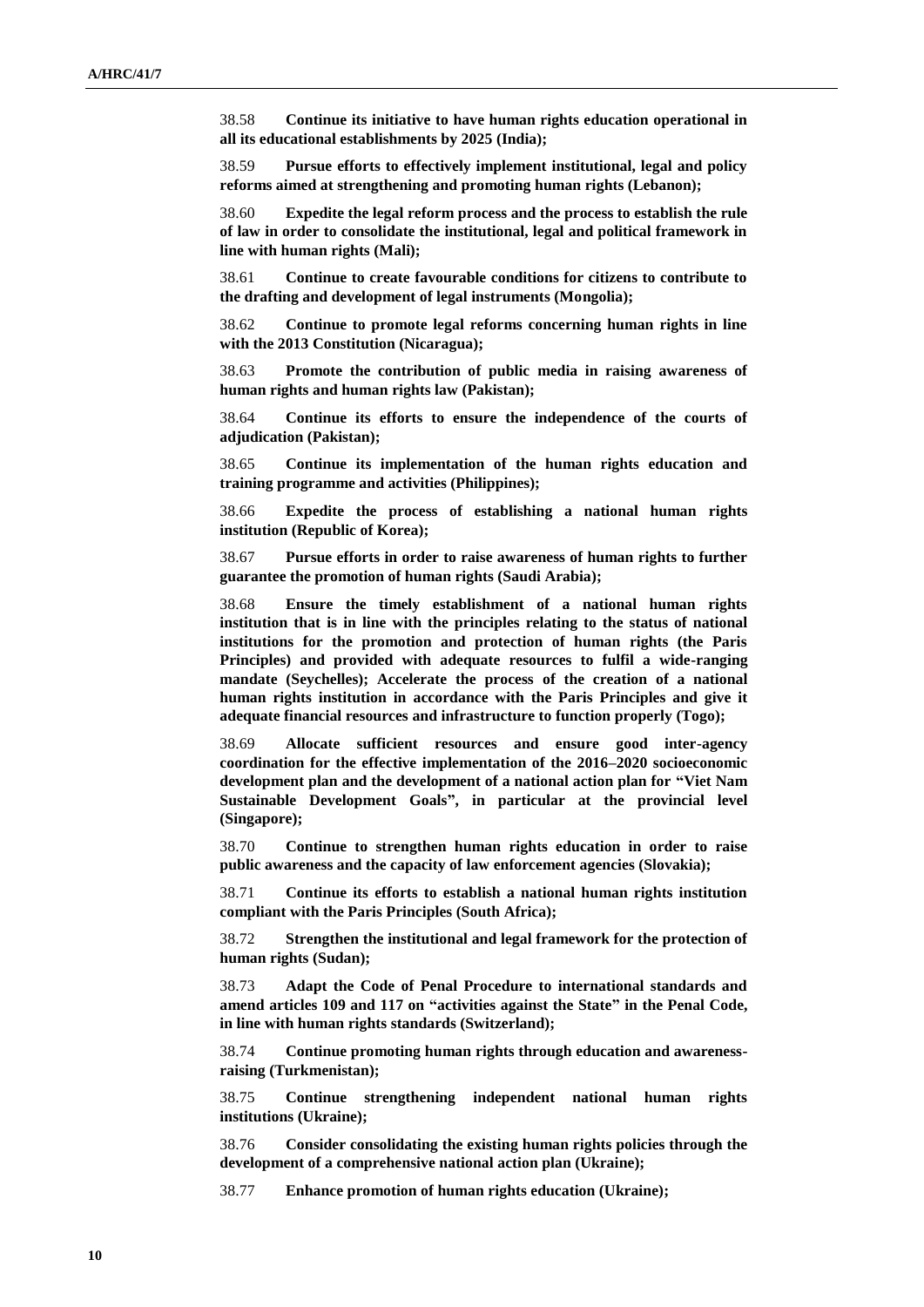38.58 **Continue its initiative to have human rights education operational in all its educational establishments by 2025 (India);**

38.59 **Pursue efforts to effectively implement institutional, legal and policy reforms aimed at strengthening and promoting human rights (Lebanon);**

38.60 **Expedite the legal reform process and the process to establish the rule of law in order to consolidate the institutional, legal and political framework in line with human rights (Mali);**

38.61 **Continue to create favourable conditions for citizens to contribute to the drafting and development of legal instruments (Mongolia);**

38.62 **Continue to promote legal reforms concerning human rights in line with the 2013 Constitution (Nicaragua);**

38.63 **Promote the contribution of public media in raising awareness of human rights and human rights law (Pakistan);**

38.64 **Continue its efforts to ensure the independence of the courts of adjudication (Pakistan);**

38.65 **Continue its implementation of the human rights education and training programme and activities (Philippines);**

38.66 **Expedite the process of establishing a national human rights institution (Republic of Korea);**

38.67 **Pursue efforts in order to raise awareness of human rights to further guarantee the promotion of human rights (Saudi Arabia);**

38.68 **Ensure the timely establishment of a national human rights institution that is in line with the principles relating to the status of national institutions for the promotion and protection of human rights (the Paris Principles) and provided with adequate resources to fulfil a wide-ranging mandate (Seychelles); Accelerate the process of the creation of a national human rights institution in accordance with the Paris Principles and give it adequate financial resources and infrastructure to function properly (Togo);**

38.69 **Allocate sufficient resources and ensure good inter-agency coordination for the effective implementation of the 2016–2020 socioeconomic development plan and the development of a national action plan for "Viet Nam Sustainable Development Goals", in particular at the provincial level (Singapore);**

38.70 **Continue to strengthen human rights education in order to raise public awareness and the capacity of law enforcement agencies (Slovakia);**

38.71 **Continue its efforts to establish a national human rights institution compliant with the Paris Principles (South Africa);**

38.72 **Strengthen the institutional and legal framework for the protection of human rights (Sudan);**

38.73 **Adapt the Code of Penal Procedure to international standards and amend articles 109 and 117 on "activities against the State" in the Penal Code, in line with human rights standards (Switzerland);**

38.74 **Continue promoting human rights through education and awareness-raising (Turkmenistan);**

38.75 **Continue strengthening independent national human rights institutions (Ukraine);**

38.76 **Consider consolidating the existing human rights policies through the development of a comprehensive national action plan (Ukraine);**

38.77 **Enhance promotion of human rights education (Ukraine);**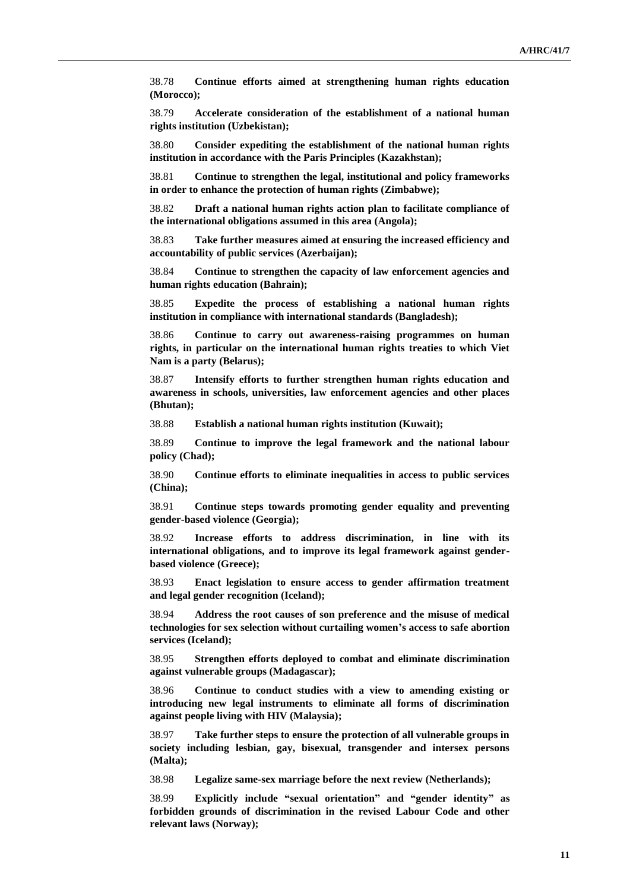38.78 **Continue efforts aimed at strengthening human rights education (Morocco);**

38.79 **Accelerate consideration of the establishment of a national human rights institution (Uzbekistan);**

38.80 **Consider expediting the establishment of the national human rights institution in accordance with the Paris Principles (Kazakhstan);**

38.81 **Continue to strengthen the legal, institutional and policy frameworks in order to enhance the protection of human rights (Zimbabwe);**

38.82 **Draft a national human rights action plan to facilitate compliance of the international obligations assumed in this area (Angola);**

38.83 **Take further measures aimed at ensuring the increased efficiency and accountability of public services (Azerbaijan);**

38.84 **Continue to strengthen the capacity of law enforcement agencies and human rights education (Bahrain);**

38.85 **Expedite the process of establishing a national human rights institution in compliance with international standards (Bangladesh);**

38.86 **Continue to carry out awareness-raising programmes on human rights, in particular on the international human rights treaties to which Viet Nam is a party (Belarus);**

38.87 **Intensify efforts to further strengthen human rights education and awareness in schools, universities, law enforcement agencies and other places (Bhutan);**

38.88 **Establish a national human rights institution (Kuwait);**

38.89 **Continue to improve the legal framework and the national labour policy (Chad);**

38.90 **Continue efforts to eliminate inequalities in access to public services (China);**

38.91 **Continue steps towards promoting gender equality and preventing gender-based violence (Georgia);**

38.92 **Increase efforts to address discrimination, in line with its international obligations, and to improve its legal framework against gender-based violence (Greece);**

38.93 **Enact legislation to ensure access to gender affirmation treatment and legal gender recognition (Iceland);**

38.94 **Address the root causes of son preference and the misuse of medical technologies for sex selection without curtailing women's access to safe abortion services (Iceland);**

38.95 **Strengthen efforts deployed to combat and eliminate discrimination against vulnerable groups (Madagascar);**

38.96 **Continue to conduct studies with a view to amending existing or introducing new legal instruments to eliminate all forms of discrimination against people living with HIV (Malaysia);**

38.97 **Take further steps to ensure the protection of all vulnerable groups in society including lesbian, gay, bisexual, transgender and intersex persons (Malta);**

38.98 **Legalize same-sex marriage before the next review (Netherlands);**

38.99 **Explicitly include "sexual orientation" and "gender identity" as forbidden grounds of discrimination in the revised Labour Code and other relevant laws (Norway);**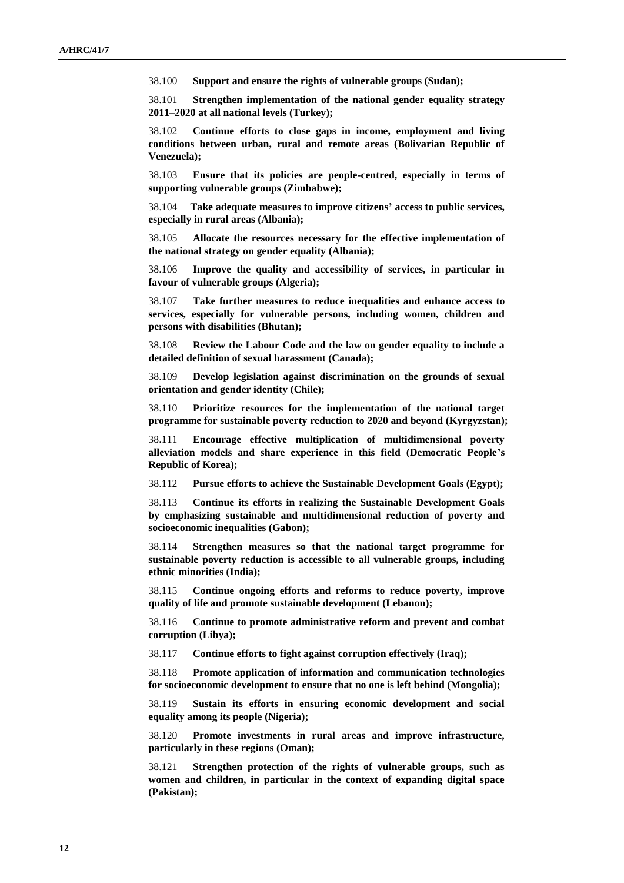38.100 **Support and ensure the rights of vulnerable groups (Sudan);**

38.101 **Strengthen implementation of the national gender equality strategy 2011–2020 at all national levels (Turkey);**

38.102 **Continue efforts to close gaps in income, employment and living conditions between urban, rural and remote areas (Bolivarian Republic of Venezuela);**

38.103 **Ensure that its policies are people-centred, especially in terms of supporting vulnerable groups (Zimbabwe);**

38.104 **Take adequate measures to improve citizens' access to public services, especially in rural areas (Albania);**

38.105 **Allocate the resources necessary for the effective implementation of the national strategy on gender equality (Albania);**

38.106 **Improve the quality and accessibility of services, in particular in favour of vulnerable groups (Algeria);**

38.107 **Take further measures to reduce inequalities and enhance access to services, especially for vulnerable persons, including women, children and persons with disabilities (Bhutan);**

38.108 **Review the Labour Code and the law on gender equality to include a detailed definition of sexual harassment (Canada);**

38.109 **Develop legislation against discrimination on the grounds of sexual orientation and gender identity (Chile);**

38.110 **Prioritize resources for the implementation of the national target programme for sustainable poverty reduction to 2020 and beyond (Kyrgyzstan);**

38.111 **Encourage effective multiplication of multidimensional poverty alleviation models and share experience in this field (Democratic People's Republic of Korea);**

38.112 **Pursue efforts to achieve the Sustainable Development Goals (Egypt);**

38.113 **Continue its efforts in realizing the Sustainable Development Goals by emphasizing sustainable and multidimensional reduction of poverty and socioeconomic inequalities (Gabon);**

38.114 **Strengthen measures so that the national target programme for sustainable poverty reduction is accessible to all vulnerable groups, including ethnic minorities (India);**

38.115 **Continue ongoing efforts and reforms to reduce poverty, improve quality of life and promote sustainable development (Lebanon);**

38.116 **Continue to promote administrative reform and prevent and combat corruption (Libya);**

38.117 **Continue efforts to fight against corruption effectively (Iraq);**

38.118 **Promote application of information and communication technologies for socioeconomic development to ensure that no one is left behind (Mongolia);**

38.119 **Sustain its efforts in ensuring economic development and social equality among its people (Nigeria);**

38.120 **Promote investments in rural areas and improve infrastructure, particularly in these regions (Oman);**

38.121 **Strengthen protection of the rights of vulnerable groups, such as women and children, in particular in the context of expanding digital space (Pakistan);**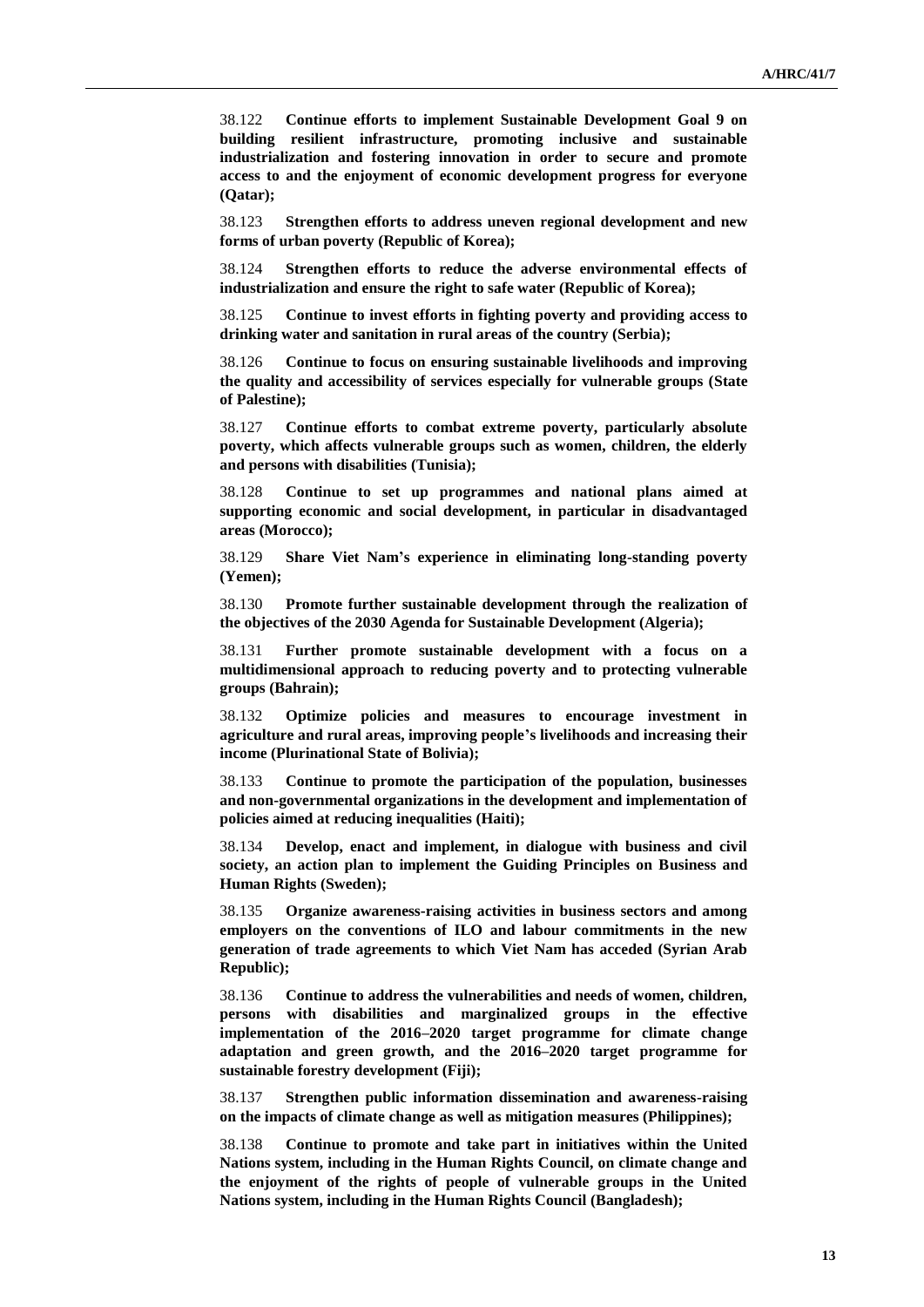38.122 **Continue efforts to implement Sustainable Development Goal 9 on building resilient infrastructure, promoting inclusive and sustainable industrialization and fostering innovation in order to secure and promote access to and the enjoyment of economic development progress for everyone (Qatar);**

38.123 **Strengthen efforts to address uneven regional development and new forms of urban poverty (Republic of Korea);**

38.124 **Strengthen efforts to reduce the adverse environmental effects of industrialization and ensure the right to safe water (Republic of Korea);**

38.125 **Continue to invest efforts in fighting poverty and providing access to drinking water and sanitation in rural areas of the country (Serbia);**

38.126 **Continue to focus on ensuring sustainable livelihoods and improving the quality and accessibility of services especially for vulnerable groups (State of Palestine);**

38.127 **Continue efforts to combat extreme poverty, particularly absolute poverty, which affects vulnerable groups such as women, children, the elderly and persons with disabilities (Tunisia);**

38.128 **Continue to set up programmes and national plans aimed at supporting economic and social development, in particular in disadvantaged areas (Morocco);**

38.129 **Share Viet Nam's experience in eliminating long-standing poverty (Yemen);**

38.130 **Promote further sustainable development through the realization of the objectives of the 2030 Agenda for Sustainable Development (Algeria);**

38.131 **Further promote sustainable development with a focus on a multidimensional approach to reducing poverty and to protecting vulnerable groups (Bahrain);**

38.132 **Optimize policies and measures to encourage investment in agriculture and rural areas, improving people's livelihoods and increasing their income (Plurinational State of Bolivia);**

38.133 **Continue to promote the participation of the population, businesses and non-governmental organizations in the development and implementation of policies aimed at reducing inequalities (Haiti);**

38.134 **Develop, enact and implement, in dialogue with business and civil society, an action plan to implement the Guiding Principles on Business and Human Rights (Sweden);**

38.135 **Organize awareness-raising activities in business sectors and among employers on the conventions of ILO and labour commitments in the new generation of trade agreements to which Viet Nam has acceded (Syrian Arab Republic);**

38.136 **Continue to address the vulnerabilities and needs of women, children, persons with disabilities and marginalized groups in the effective implementation of the 2016–2020 target programme for climate change adaptation and green growth, and the 2016–2020 target programme for sustainable forestry development (Fiji);**

38.137 **Strengthen public information dissemination and awareness-raising on the impacts of climate change as well as mitigation measures (Philippines);**

38.138 **Continue to promote and take part in initiatives within the United Nations system, including in the Human Rights Council, on climate change and the enjoyment of the rights of people of vulnerable groups in the United Nations system, including in the Human Rights Council (Bangladesh);**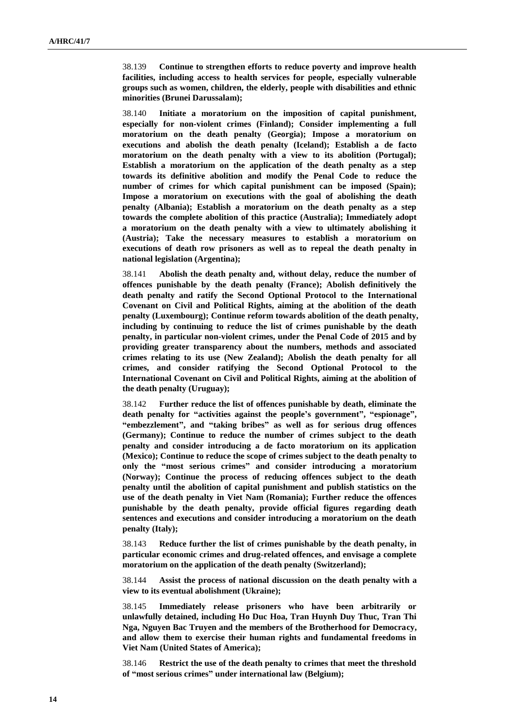38.139 **Continue to strengthen efforts to reduce poverty and improve health facilities, including access to health services for people, especially vulnerable groups such as women, children, the elderly, people with disabilities and ethnic minorities (Brunei Darussalam);**

38.140 **Initiate a moratorium on the imposition of capital punishment, especially for non-violent crimes (Finland); Consider implementing a full moratorium on the death penalty (Georgia); Impose a moratorium on executions and abolish the death penalty (Iceland); Establish a de facto moratorium on the death penalty with a view to its abolition (Portugal); Establish a moratorium on the application of the death penalty as a step towards its definitive abolition and modify the Penal Code to reduce the number of crimes for which capital punishment can be imposed (Spain); Impose a moratorium on executions with the goal of abolishing the death penalty (Albania); Establish a moratorium on the death penalty as a step towards the complete abolition of this practice (Australia); Immediately adopt a moratorium on the death penalty with a view to ultimately abolishing it (Austria); Take the necessary measures to establish a moratorium on executions of death row prisoners as well as to repeal the death penalty in national legislation (Argentina);**

38.141 **Abolish the death penalty and, without delay, reduce the number of offences punishable by the death penalty (France); Abolish definitively the death penalty and ratify the Second Optional Protocol to the International Covenant on Civil and Political Rights, aiming at the abolition of the death penalty (Luxembourg); Continue reform towards abolition of the death penalty, including by continuing to reduce the list of crimes punishable by the death penalty, in particular non-violent crimes, under the Penal Code of 2015 and by providing greater transparency about the numbers, methods and associated crimes relating to its use (New Zealand); Abolish the death penalty for all crimes, and consider ratifying the Second Optional Protocol to the International Covenant on Civil and Political Rights, aiming at the abolition of the death penalty (Uruguay);**

38.142 **Further reduce the list of offences punishable by death, eliminate the death penalty for "activities against the people's government", "espionage", "embezzlement", and "taking bribes" as well as for serious drug offences (Germany); Continue to reduce the number of crimes subject to the death penalty and consider introducing a de facto moratorium on its application (Mexico); Continue to reduce the scope of crimes subject to the death penalty to only the "most serious crimes" and consider introducing a moratorium (Norway); Continue the process of reducing offences subject to the death penalty until the abolition of capital punishment and publish statistics on the use of the death penalty in Viet Nam (Romania); Further reduce the offences punishable by the death penalty, provide official figures regarding death sentences and executions and consider introducing a moratorium on the death penalty (Italy);**

38.143 **Reduce further the list of crimes punishable by the death penalty, in particular economic crimes and drug-related offences, and envisage a complete moratorium on the application of the death penalty (Switzerland);**

38.144 **Assist the process of national discussion on the death penalty with a view to its eventual abolishment (Ukraine);**

38.145 **Immediately release prisoners who have been arbitrarily or unlawfully detained, including Ho Duc Hoa, Tran Huynh Duy Thuc, Tran Thi Nga, Nguyen Bac Truyen and the members of the Brotherhood for Democracy, and allow them to exercise their human rights and fundamental freedoms in Viet Nam (United States of America);**

38.146 **Restrict the use of the death penalty to crimes that meet the threshold of "most serious crimes" under international law (Belgium);**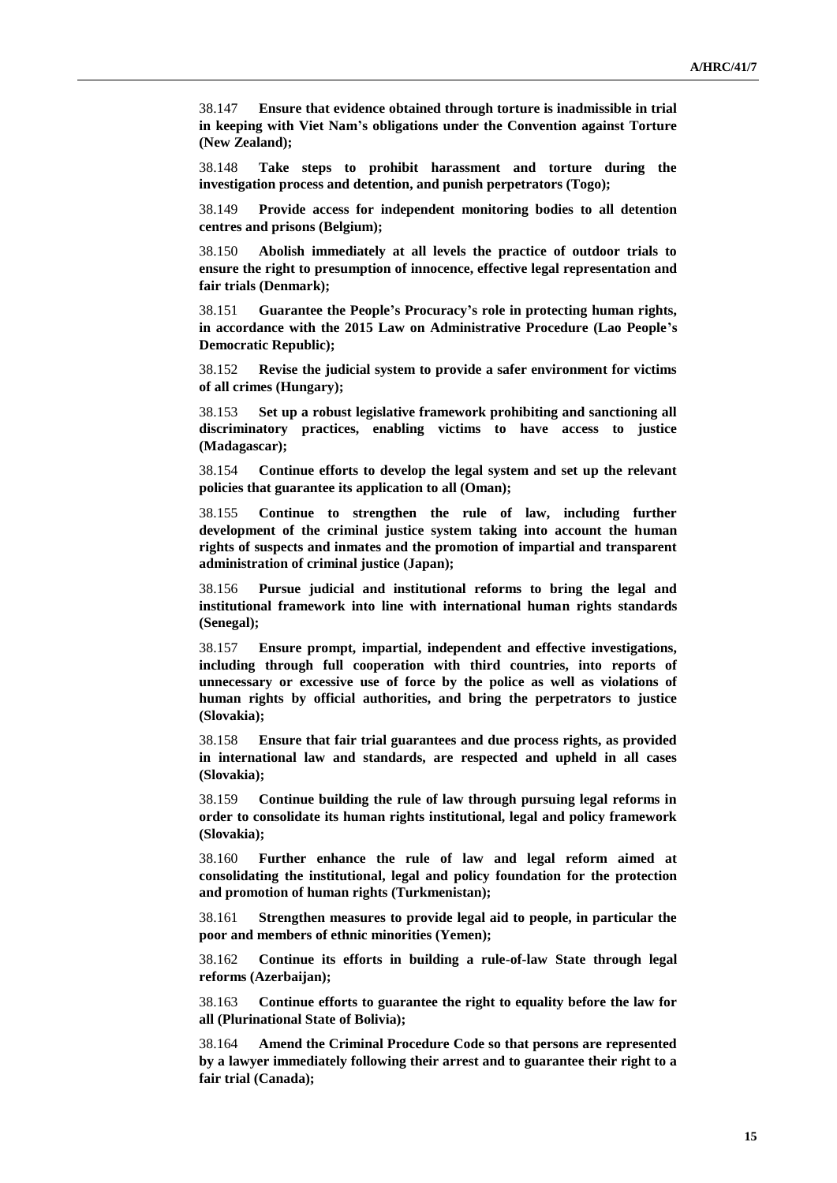38.147 **Ensure that evidence obtained through torture is inadmissible in trial in keeping with Viet Nam's obligations under the Convention against Torture (New Zealand);**

38.148 **Take steps to prohibit harassment and torture during the investigation process and detention, and punish perpetrators (Togo);**

38.149 **Provide access for independent monitoring bodies to all detention centres and prisons (Belgium);**

38.150 **Abolish immediately at all levels the practice of outdoor trials to ensure the right to presumption of innocence, effective legal representation and fair trials (Denmark);**

38.151 **Guarantee the People's Procuracy's role in protecting human rights, in accordance with the 2015 Law on Administrative Procedure (Lao People's Democratic Republic);**

38.152 **Revise the judicial system to provide a safer environment for victims of all crimes (Hungary);**

38.153 **Set up a robust legislative framework prohibiting and sanctioning all discriminatory practices, enabling victims to have access to justice (Madagascar);**

38.154 **Continue efforts to develop the legal system and set up the relevant policies that guarantee its application to all (Oman);**

38.155 **Continue to strengthen the rule of law, including further development of the criminal justice system taking into account the human rights of suspects and inmates and the promotion of impartial and transparent administration of criminal justice (Japan);**

38.156 **Pursue judicial and institutional reforms to bring the legal and institutional framework into line with international human rights standards (Senegal);**

38.157 **Ensure prompt, impartial, independent and effective investigations, including through full cooperation with third countries, into reports of unnecessary or excessive use of force by the police as well as violations of human rights by official authorities, and bring the perpetrators to justice (Slovakia);**

38.158 **Ensure that fair trial guarantees and due process rights, as provided in international law and standards, are respected and upheld in all cases (Slovakia);**

38.159 **Continue building the rule of law through pursuing legal reforms in order to consolidate its human rights institutional, legal and policy framework (Slovakia);**

38.160 **Further enhance the rule of law and legal reform aimed at consolidating the institutional, legal and policy foundation for the protection and promotion of human rights (Turkmenistan);**

38.161 **Strengthen measures to provide legal aid to people, in particular the poor and members of ethnic minorities (Yemen);**

38.162 **Continue its efforts in building a rule-of-law State through legal reforms (Azerbaijan);**

38.163 **Continue efforts to guarantee the right to equality before the law for all (Plurinational State of Bolivia);**

38.164 **Amend the Criminal Procedure Code so that persons are represented by a lawyer immediately following their arrest and to guarantee their right to a fair trial (Canada);**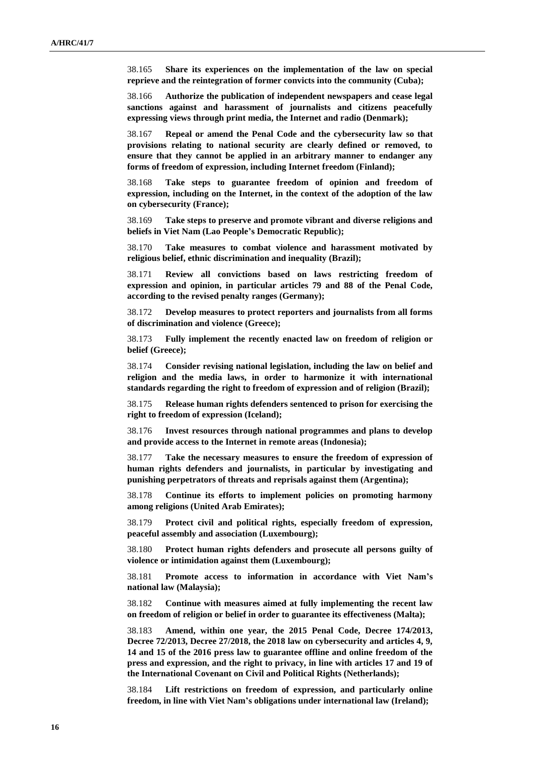38.165 **Share its experiences on the implementation of the law on special reprieve and the reintegration of former convicts into the community (Cuba);**

38.166 **Authorize the publication of independent newspapers and cease legal sanctions against and harassment of journalists and citizens peacefully expressing views through print media, the Internet and radio (Denmark);**

38.167 **Repeal or amend the Penal Code and the cybersecurity law so that provisions relating to national security are clearly defined or removed, to ensure that they cannot be applied in an arbitrary manner to endanger any forms of freedom of expression, including Internet freedom (Finland);**

38.168 **Take steps to guarantee freedom of opinion and freedom of expression, including on the Internet, in the context of the adoption of the law on cybersecurity (France);**

38.169 **Take steps to preserve and promote vibrant and diverse religions and beliefs in Viet Nam (Lao People's Democratic Republic);**

38.170 **Take measures to combat violence and harassment motivated by religious belief, ethnic discrimination and inequality (Brazil);**

38.171 **Review all convictions based on laws restricting freedom of expression and opinion, in particular articles 79 and 88 of the Penal Code, according to the revised penalty ranges (Germany);**

38.172 **Develop measures to protect reporters and journalists from all forms of discrimination and violence (Greece);**

38.173 **Fully implement the recently enacted law on freedom of religion or belief (Greece);**

38.174 **Consider revising national legislation, including the law on belief and religion and the media laws, in order to harmonize it with international standards regarding the right to freedom of expression and of religion (Brazil);**

38.175 **Release human rights defenders sentenced to prison for exercising the right to freedom of expression (Iceland);**

38.176 **Invest resources through national programmes and plans to develop and provide access to the Internet in remote areas (Indonesia);**

38.177 **Take the necessary measures to ensure the freedom of expression of human rights defenders and journalists, in particular by investigating and punishing perpetrators of threats and reprisals against them (Argentina);**

38.178 **Continue its efforts to implement policies on promoting harmony among religions (United Arab Emirates);**

38.179 **Protect civil and political rights, especially freedom of expression, peaceful assembly and association (Luxembourg);**

38.180 **Protect human rights defenders and prosecute all persons guilty of violence or intimidation against them (Luxembourg);**

38.181 **Promote access to information in accordance with Viet Nam's national law (Malaysia);**

38.182 **Continue with measures aimed at fully implementing the recent law on freedom of religion or belief in order to guarantee its effectiveness (Malta);**

38.183 **Amend, within one year, the 2015 Penal Code, Decree 174/2013, Decree 72/2013, Decree 27/2018, the 2018 law on cybersecurity and articles 4, 9, 14 and 15 of the 2016 press law to guarantee offline and online freedom of the press and expression, and the right to privacy, in line with articles 17 and 19 of the International Covenant on Civil and Political Rights (Netherlands);**

38.184 **Lift restrictions on freedom of expression, and particularly online freedom, in line with Viet Nam's obligations under international law (Ireland);**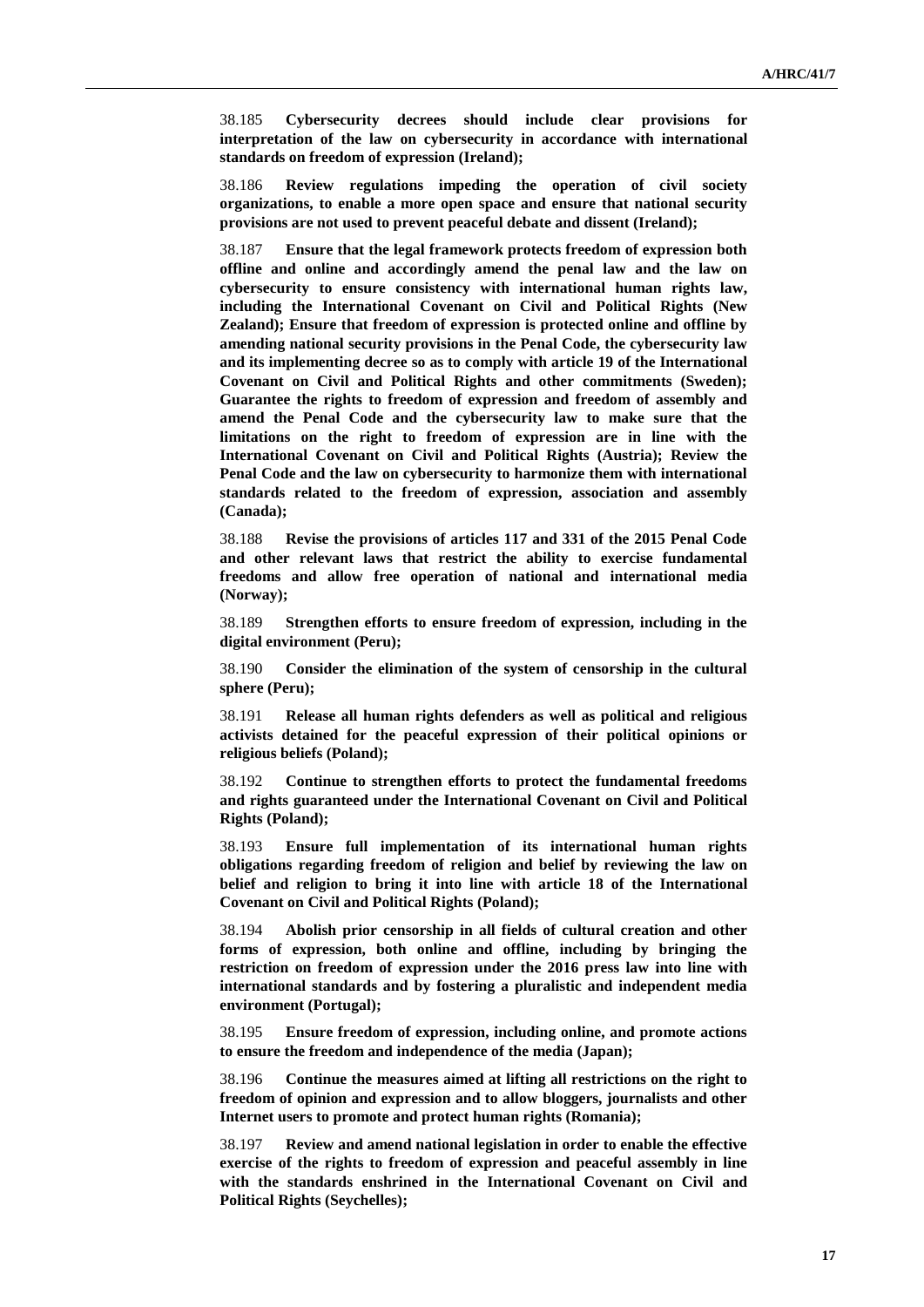38.185 **Cybersecurity decrees should include clear provisions for interpretation of the law on cybersecurity in accordance with international standards on freedom of expression (Ireland);**

38.186 **Review regulations impeding the operation of civil society organizations, to enable a more open space and ensure that national security provisions are not used to prevent peaceful debate and dissent (Ireland);**

38.187 **Ensure that the legal framework protects freedom of expression both offline and online and accordingly amend the penal law and the law on cybersecurity to ensure consistency with international human rights law, including the International Covenant on Civil and Political Rights (New Zealand); Ensure that freedom of expression is protected online and offline by amending national security provisions in the Penal Code, the cybersecurity law and its implementing decree so as to comply with article 19 of the International Covenant on Civil and Political Rights and other commitments (Sweden); Guarantee the rights to freedom of expression and freedom of assembly and amend the Penal Code and the cybersecurity law to make sure that the limitations on the right to freedom of expression are in line with the International Covenant on Civil and Political Rights (Austria); Review the Penal Code and the law on cybersecurity to harmonize them with international standards related to the freedom of expression, association and assembly (Canada);**

38.188 **Revise the provisions of articles 117 and 331 of the 2015 Penal Code and other relevant laws that restrict the ability to exercise fundamental freedoms and allow free operation of national and international media (Norway);**

38.189 **Strengthen efforts to ensure freedom of expression, including in the digital environment (Peru);**

38.190 **Consider the elimination of the system of censorship in the cultural sphere (Peru);**

38.191 **Release all human rights defenders as well as political and religious activists detained for the peaceful expression of their political opinions or religious beliefs (Poland);**

38.192 **Continue to strengthen efforts to protect the fundamental freedoms and rights guaranteed under the International Covenant on Civil and Political Rights (Poland);**

38.193 **Ensure full implementation of its international human rights obligations regarding freedom of religion and belief by reviewing the law on belief and religion to bring it into line with article 18 of the International Covenant on Civil and Political Rights (Poland);**

38.194 **Abolish prior censorship in all fields of cultural creation and other forms of expression, both online and offline, including by bringing the restriction on freedom of expression under the 2016 press law into line with international standards and by fostering a pluralistic and independent media environment (Portugal);**

38.195 **Ensure freedom of expression, including online, and promote actions to ensure the freedom and independence of the media (Japan);**

38.196 **Continue the measures aimed at lifting all restrictions on the right to freedom of opinion and expression and to allow bloggers, journalists and other Internet users to promote and protect human rights (Romania);**

38.197 **Review and amend national legislation in order to enable the effective exercise of the rights to freedom of expression and peaceful assembly in line with the standards enshrined in the International Covenant on Civil and Political Rights (Seychelles);**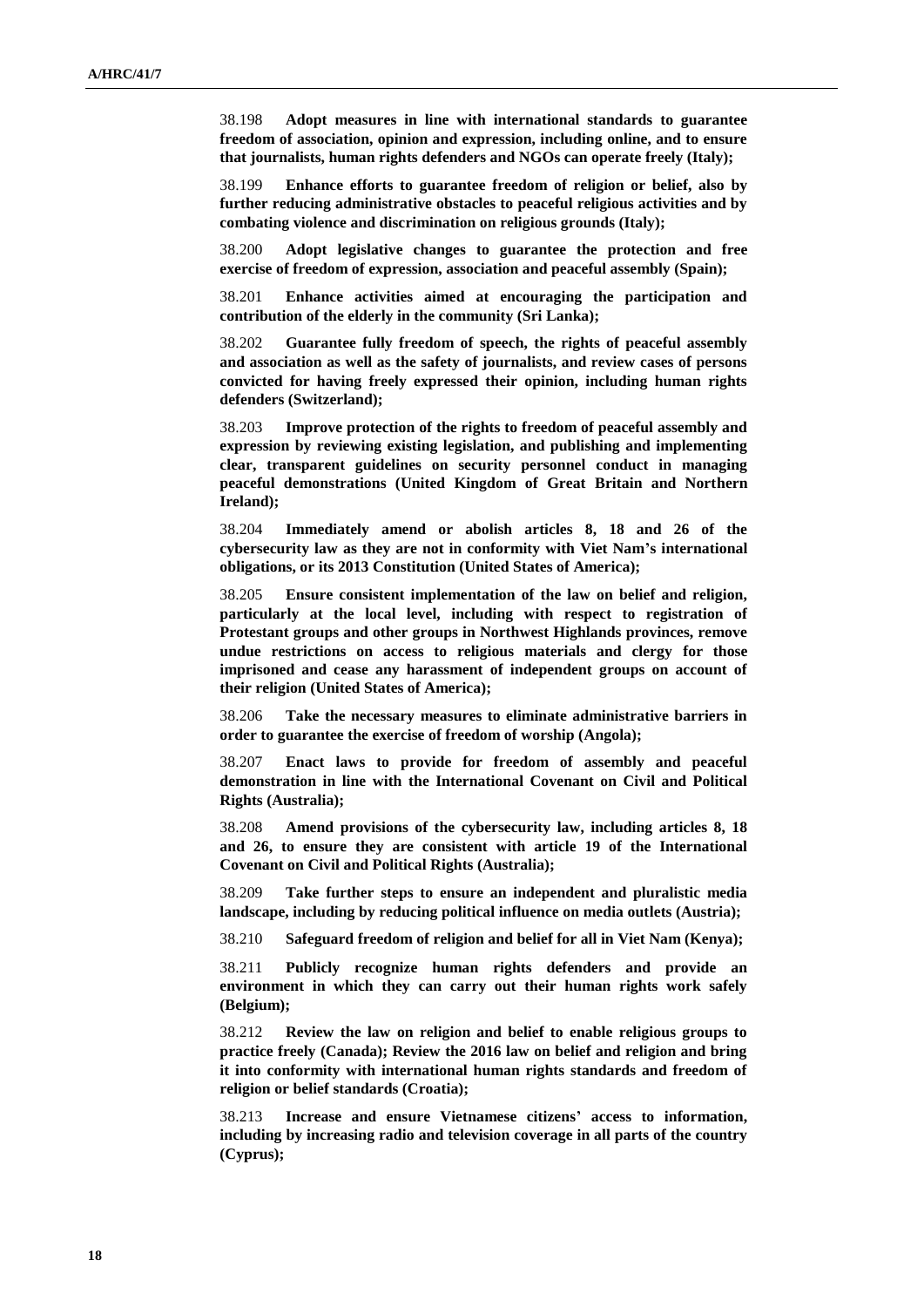38.198 **Adopt measures in line with international standards to guarantee freedom of association, opinion and expression, including online, and to ensure that journalists, human rights defenders and NGOs can operate freely (Italy);**

38.199 **Enhance efforts to guarantee freedom of religion or belief, also by further reducing administrative obstacles to peaceful religious activities and by combating violence and discrimination on religious grounds (Italy);**

38.200 **Adopt legislative changes to guarantee the protection and free exercise of freedom of expression, association and peaceful assembly (Spain);**

38.201 **Enhance activities aimed at encouraging the participation and contribution of the elderly in the community (Sri Lanka);**

38.202 **Guarantee fully freedom of speech, the rights of peaceful assembly and association as well as the safety of journalists, and review cases of persons convicted for having freely expressed their opinion, including human rights defenders (Switzerland);**

38.203 **Improve protection of the rights to freedom of peaceful assembly and expression by reviewing existing legislation, and publishing and implementing clear, transparent guidelines on security personnel conduct in managing peaceful demonstrations (United Kingdom of Great Britain and Northern Ireland);**

38.204 **Immediately amend or abolish articles 8, 18 and 26 of the cybersecurity law as they are not in conformity with Viet Nam's international obligations, or its 2013 Constitution (United States of America);**

38.205 **Ensure consistent implementation of the law on belief and religion, particularly at the local level, including with respect to registration of Protestant groups and other groups in Northwest Highlands provinces, remove undue restrictions on access to religious materials and clergy for those imprisoned and cease any harassment of independent groups on account of their religion (United States of America);**

38.206 **Take the necessary measures to eliminate administrative barriers in order to guarantee the exercise of freedom of worship (Angola);**

38.207 **Enact laws to provide for freedom of assembly and peaceful demonstration in line with the International Covenant on Civil and Political Rights (Australia);**

38.208 **Amend provisions of the cybersecurity law, including articles 8, 18 and 26, to ensure they are consistent with article 19 of the International Covenant on Civil and Political Rights (Australia);**

38.209 **Take further steps to ensure an independent and pluralistic media landscape, including by reducing political influence on media outlets (Austria);**

38.210 **Safeguard freedom of religion and belief for all in Viet Nam (Kenya);**

38.211 **Publicly recognize human rights defenders and provide an environment in which they can carry out their human rights work safely (Belgium);**

38.212 **Review the law on religion and belief to enable religious groups to practice freely (Canada); Review the 2016 law on belief and religion and bring it into conformity with international human rights standards and freedom of religion or belief standards (Croatia);**

38.213 **Increase and ensure Vietnamese citizens' access to information, including by increasing radio and television coverage in all parts of the country (Cyprus);**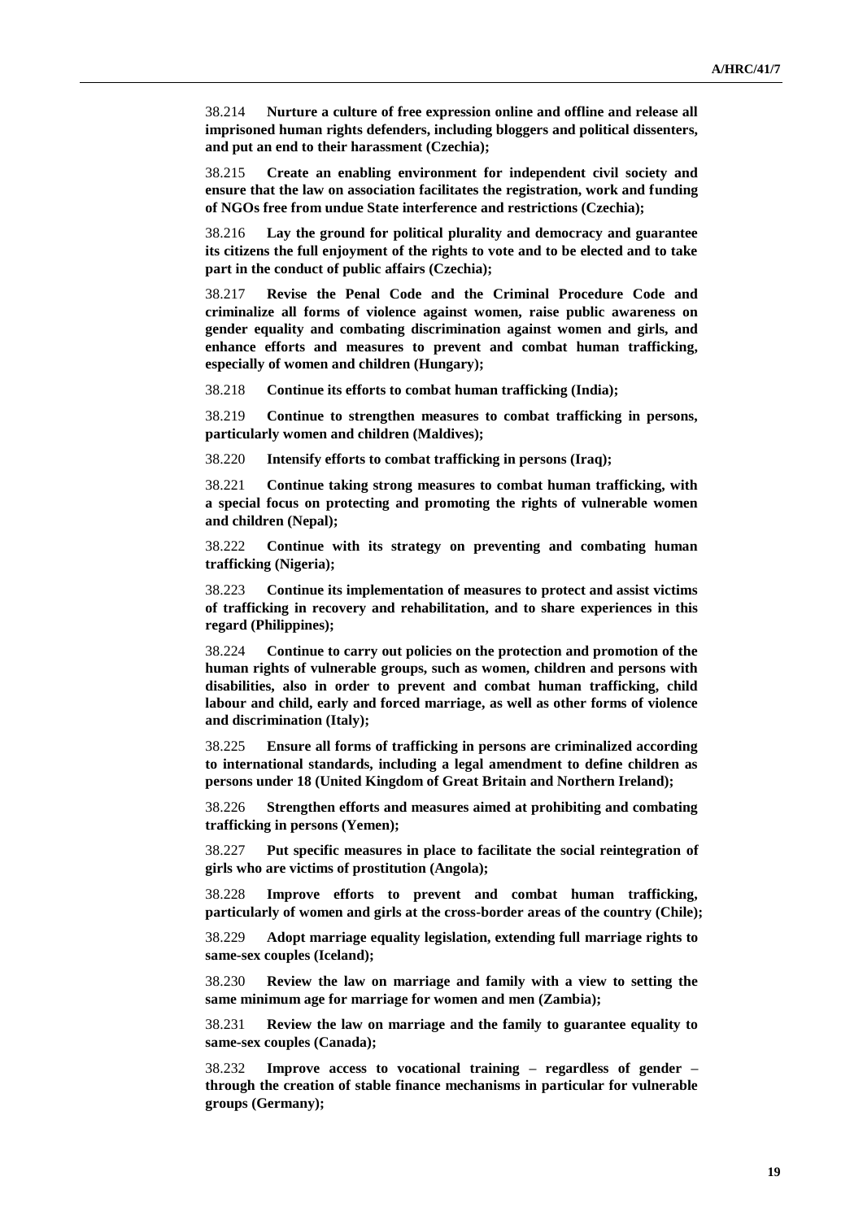38.214 **Nurture a culture of free expression online and offline and release all imprisoned human rights defenders, including bloggers and political dissenters, and put an end to their harassment (Czechia);**

38.215 **Create an enabling environment for independent civil society and ensure that the law on association facilitates the registration, work and funding of NGOs free from undue State interference and restrictions (Czechia);**

38.216 **Lay the ground for political plurality and democracy and guarantee its citizens the full enjoyment of the rights to vote and to be elected and to take part in the conduct of public affairs (Czechia);**

38.217 **Revise the Penal Code and the Criminal Procedure Code and criminalize all forms of violence against women, raise public awareness on gender equality and combating discrimination against women and girls, and enhance efforts and measures to prevent and combat human trafficking, especially of women and children (Hungary);**

38.218 **Continue its efforts to combat human trafficking (India);**

38.219 **Continue to strengthen measures to combat trafficking in persons, particularly women and children (Maldives);**

38.220 **Intensify efforts to combat trafficking in persons (Iraq);**

38.221 **Continue taking strong measures to combat human trafficking, with a special focus on protecting and promoting the rights of vulnerable women and children (Nepal);**

38.222 **Continue with its strategy on preventing and combating human trafficking (Nigeria);**

38.223 **Continue its implementation of measures to protect and assist victims of trafficking in recovery and rehabilitation, and to share experiences in this regard (Philippines);**

38.224 **Continue to carry out policies on the protection and promotion of the human rights of vulnerable groups, such as women, children and persons with disabilities, also in order to prevent and combat human trafficking, child labour and child, early and forced marriage, as well as other forms of violence and discrimination (Italy);**

38.225 **Ensure all forms of trafficking in persons are criminalized according to international standards, including a legal amendment to define children as persons under 18 (United Kingdom of Great Britain and Northern Ireland);**

38.226 **Strengthen efforts and measures aimed at prohibiting and combating trafficking in persons (Yemen);**

38.227 **Put specific measures in place to facilitate the social reintegration of girls who are victims of prostitution (Angola);**

38.228 **Improve efforts to prevent and combat human trafficking, particularly of women and girls at the cross-border areas of the country (Chile);**

38.229 **Adopt marriage equality legislation, extending full marriage rights to same-sex couples (Iceland);**

38.230 **Review the law on marriage and family with a view to setting the same minimum age for marriage for women and men (Zambia);**

38.231 **Review the law on marriage and the family to guarantee equality to same-sex couples (Canada);**

38.232 **Improve access to vocational training – regardless of gender – through the creation of stable finance mechanisms in particular for vulnerable groups (Germany);**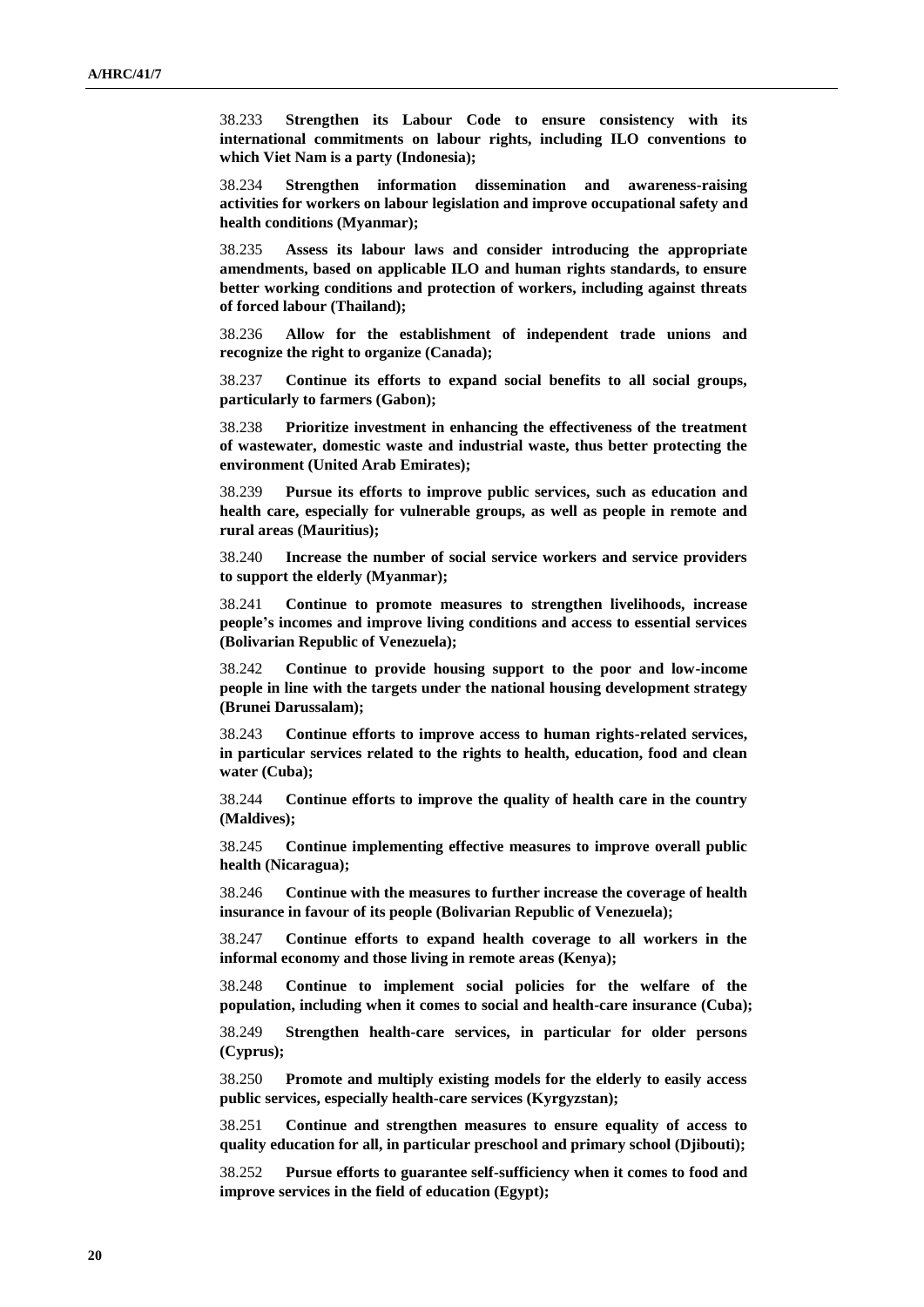38.233 **Strengthen its Labour Code to ensure consistency with its international commitments on labour rights, including ILO conventions to which Viet Nam is a party (Indonesia);**

38.234 **Strengthen information dissemination and awareness-raising activities for workers on labour legislation and improve occupational safety and health conditions (Myanmar);**

38.235 **Assess its labour laws and consider introducing the appropriate amendments, based on applicable ILO and human rights standards, to ensure better working conditions and protection of workers, including against threats of forced labour (Thailand);**

38.236 **Allow for the establishment of independent trade unions and recognize the right to organize (Canada);**

38.237 **Continue its efforts to expand social benefits to all social groups, particularly to farmers (Gabon);**

38.238 **Prioritize investment in enhancing the effectiveness of the treatment of wastewater, domestic waste and industrial waste, thus better protecting the environment (United Arab Emirates);**

38.239 **Pursue its efforts to improve public services, such as education and health care, especially for vulnerable groups, as well as people in remote and rural areas (Mauritius);**

38.240 **Increase the number of social service workers and service providers to support the elderly (Myanmar);**

38.241 **Continue to promote measures to strengthen livelihoods, increase people's incomes and improve living conditions and access to essential services (Bolivarian Republic of Venezuela);**

38.242 **Continue to provide housing support to the poor and low-income people in line with the targets under the national housing development strategy (Brunei Darussalam);**

38.243 **Continue efforts to improve access to human rights-related services, in particular services related to the rights to health, education, food and clean water (Cuba);**

38.244 **Continue efforts to improve the quality of health care in the country (Maldives);**

38.245 **Continue implementing effective measures to improve overall public health (Nicaragua);**

38.246 **Continue with the measures to further increase the coverage of health insurance in favour of its people (Bolivarian Republic of Venezuela);**

38.247 **Continue efforts to expand health coverage to all workers in the informal economy and those living in remote areas (Kenya);**

38.248 **Continue to implement social policies for the welfare of the population, including when it comes to social and health-care insurance (Cuba);**

38.249 **Strengthen health-care services, in particular for older persons (Cyprus);**

38.250 **Promote and multiply existing models for the elderly to easily access public services, especially health-care services (Kyrgyzstan);**

38.251 **Continue and strengthen measures to ensure equality of access to quality education for all, in particular preschool and primary school (Djibouti);**

38.252 **Pursue efforts to guarantee self-sufficiency when it comes to food and improve services in the field of education (Egypt);**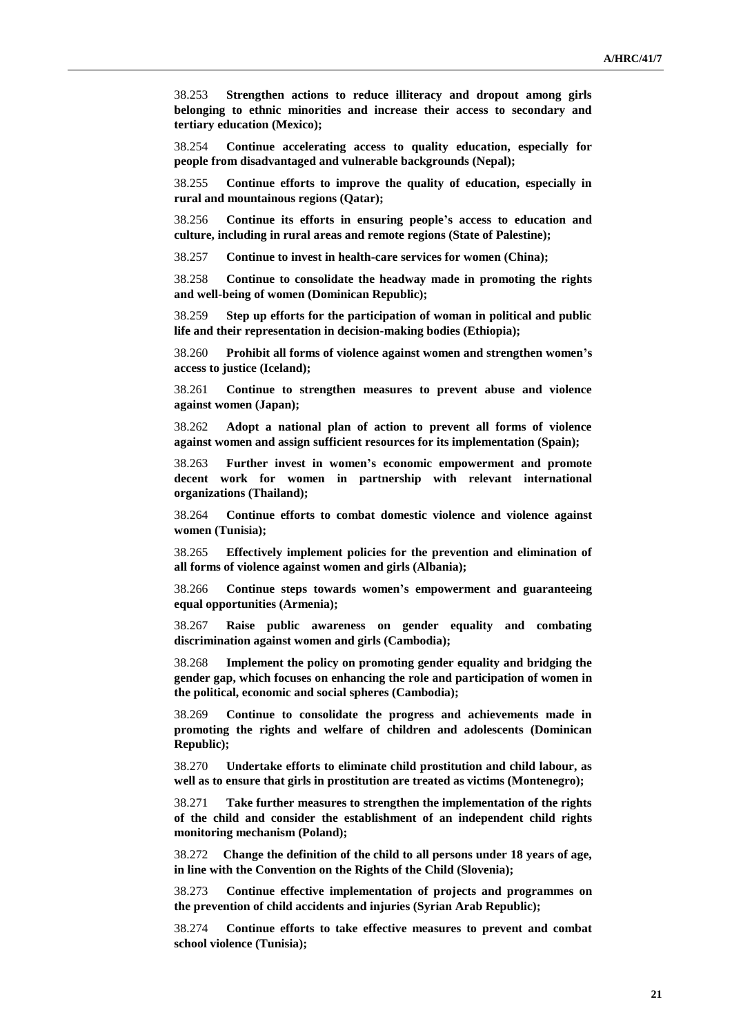38.253 **Strengthen actions to reduce illiteracy and dropout among girls belonging to ethnic minorities and increase their access to secondary and tertiary education (Mexico);**

38.254 **Continue accelerating access to quality education, especially for people from disadvantaged and vulnerable backgrounds (Nepal);**

38.255 **Continue efforts to improve the quality of education, especially in rural and mountainous regions (Qatar);**

38.256 **Continue its efforts in ensuring people's access to education and culture, including in rural areas and remote regions (State of Palestine);**

38.257 **Continue to invest in health-care services for women (China);**

38.258 **Continue to consolidate the headway made in promoting the rights and well-being of women (Dominican Republic);**

38.259 **Step up efforts for the participation of woman in political and public life and their representation in decision-making bodies (Ethiopia);**

38.260 **Prohibit all forms of violence against women and strengthen women's access to justice (Iceland);**

38.261 **Continue to strengthen measures to prevent abuse and violence against women (Japan);**

38.262 **Adopt a national plan of action to prevent all forms of violence against women and assign sufficient resources for its implementation (Spain);**

38.263 **Further invest in women's economic empowerment and promote decent work for women in partnership with relevant international organizations (Thailand);**

38.264 **Continue efforts to combat domestic violence and violence against women (Tunisia);**

38.265 **Effectively implement policies for the prevention and elimination of all forms of violence against women and girls (Albania);**

38.266 **Continue steps towards women's empowerment and guaranteeing equal opportunities (Armenia);**

38.267 **Raise public awareness on gender equality and combating discrimination against women and girls (Cambodia);**

38.268 **Implement the policy on promoting gender equality and bridging the gender gap, which focuses on enhancing the role and participation of women in the political, economic and social spheres (Cambodia);**

38.269 **Continue to consolidate the progress and achievements made in promoting the rights and welfare of children and adolescents (Dominican Republic);**

38.270 **Undertake efforts to eliminate child prostitution and child labour, as well as to ensure that girls in prostitution are treated as victims (Montenegro);**

38.271 **Take further measures to strengthen the implementation of the rights of the child and consider the establishment of an independent child rights monitoring mechanism (Poland);**

38.272 **Change the definition of the child to all persons under 18 years of age, in line with the Convention on the Rights of the Child (Slovenia);**

38.273 **Continue effective implementation of projects and programmes on the prevention of child accidents and injuries (Syrian Arab Republic);**

38.274 **Continue efforts to take effective measures to prevent and combat school violence (Tunisia);**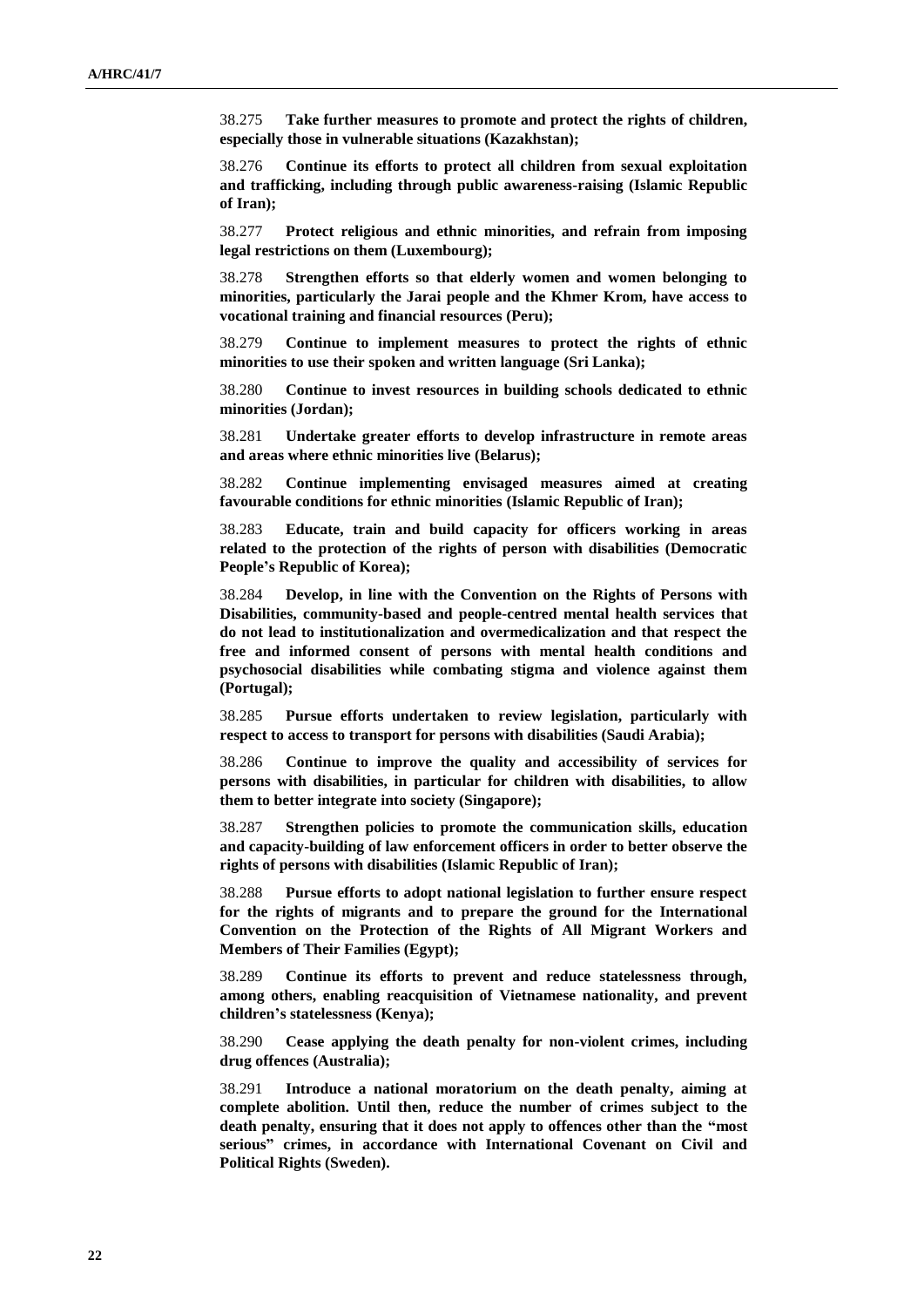38.275 **Take further measures to promote and protect the rights of children, especially those in vulnerable situations (Kazakhstan);**

38.276 **Continue its efforts to protect all children from sexual exploitation and trafficking, including through public awareness-raising (Islamic Republic of Iran);**

38.277 **Protect religious and ethnic minorities, and refrain from imposing legal restrictions on them (Luxembourg);**

38.278 **Strengthen efforts so that elderly women and women belonging to minorities, particularly the Jarai people and the Khmer Krom, have access to vocational training and financial resources (Peru);**

38.279 **Continue to implement measures to protect the rights of ethnic minorities to use their spoken and written language (Sri Lanka);**

38.280 **Continue to invest resources in building schools dedicated to ethnic minorities (Jordan);**

38.281 **Undertake greater efforts to develop infrastructure in remote areas and areas where ethnic minorities live (Belarus);**

38.282 **Continue implementing envisaged measures aimed at creating favourable conditions for ethnic minorities (Islamic Republic of Iran);**

38.283 **Educate, train and build capacity for officers working in areas related to the protection of the rights of person with disabilities (Democratic People's Republic of Korea);**

38.284 **Develop, in line with the Convention on the Rights of Persons with Disabilities, community-based and people-centred mental health services that do not lead to institutionalization and overmedicalization and that respect the free and informed consent of persons with mental health conditions and psychosocial disabilities while combating stigma and violence against them (Portugal);**

38.285 **Pursue efforts undertaken to review legislation, particularly with respect to access to transport for persons with disabilities (Saudi Arabia);**

38.286 **Continue to improve the quality and accessibility of services for persons with disabilities, in particular for children with disabilities, to allow them to better integrate into society (Singapore);**

38.287 **Strengthen policies to promote the communication skills, education and capacity-building of law enforcement officers in order to better observe the rights of persons with disabilities (Islamic Republic of Iran);**

38.288 **Pursue efforts to adopt national legislation to further ensure respect for the rights of migrants and to prepare the ground for the International Convention on the Protection of the Rights of All Migrant Workers and Members of Their Families (Egypt);**

38.289 **Continue its efforts to prevent and reduce statelessness through, among others, enabling reacquisition of Vietnamese nationality, and prevent children's statelessness (Kenya);**

38.290 **Cease applying the death penalty for non-violent crimes, including drug offences (Australia);**

38.291 **Introduce a national moratorium on the death penalty, aiming at complete abolition. Until then, reduce the number of crimes subject to the death penalty, ensuring that it does not apply to offences other than the "most serious" crimes, in accordance with International Covenant on Civil and Political Rights (Sweden).**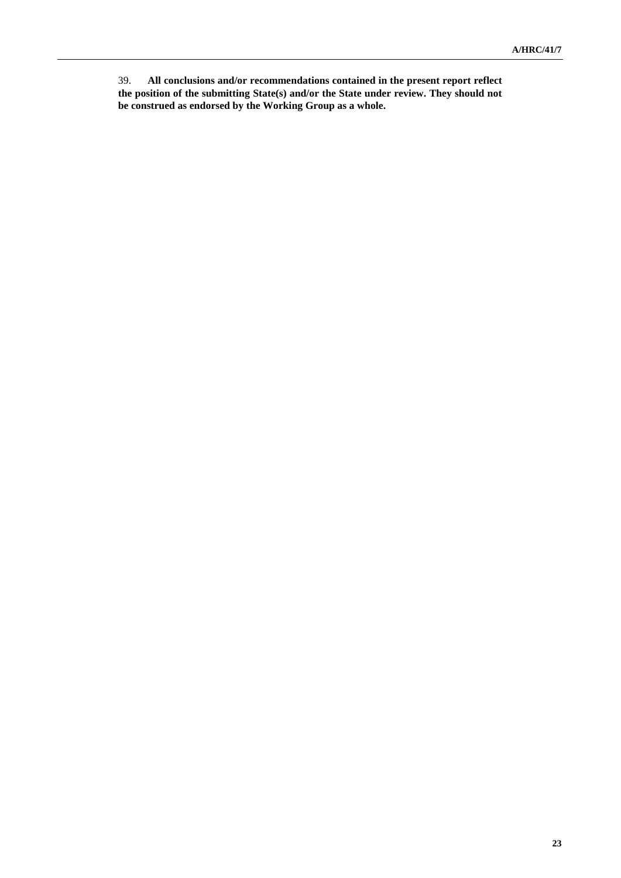39. **All conclusions and/or recommendations contained in the present report reflect the position of the submitting State(s) and/or the State under review. They should not be construed as endorsed by the Working Group as a whole.**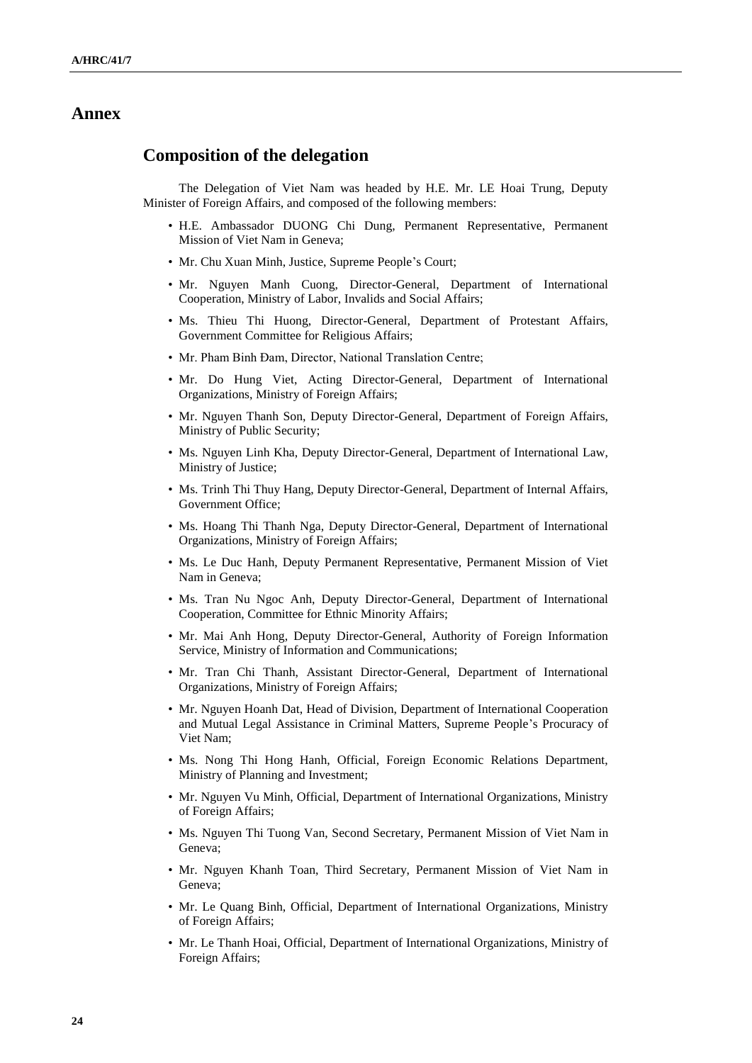# Annex

## Composition of the delegation

The Delegation of Viet Nam was headed by H.E. Mr. LE Hoai Trung, Deputy Minister of Foreign Affairs, and composed of the following members:

- H.E. Ambassador DUONG Chi Dung, Permanent Representative, Permanent Mission of Viet Nam in Geneva;
- Mr. Chu Xuan Minh, Justice, Supreme People's Court;
- Mr. Nguyen Manh Cuong, Director-General, Department of International Cooperation, Ministry of Labor, Invalids and Social Affairs;
- Ms. Thieu Thi Huong, Director-General, Department of Protestant Affairs, Government Committee for Religious Affairs;
- Mr. Pham Binh Đam, Director, National Translation Centre;
- Mr. Do Hung Viet, Acting Director-General, Department of International Organizations, Ministry of Foreign Affairs;
- Mr. Nguyen Thanh Son, Deputy Director-General, Department of Foreign Affairs, Ministry of Public Security;
- Ms. Nguyen Linh Kha, Deputy Director-General, Department of International Law, Ministry of Justice;
- Ms. Trinh Thi Thuy Hang, Deputy Director-General, Department of Internal Affairs, Government Office;
- Ms. Hoang Thi Thanh Nga, Deputy Director-General, Department of International Organizations, Ministry of Foreign Affairs;
- Ms. Le Duc Hanh, Deputy Permanent Representative, Permanent Mission of Viet Nam in Geneva;
- Ms. Tran Nu Ngoc Anh, Deputy Director-General, Department of International Cooperation, Committee for Ethnic Minority Affairs;
- Mr. Mai Anh Hong, Deputy Director-General, Authority of Foreign Information Service, Ministry of Information and Communications;
- Mr. Tran Chi Thanh, Assistant Director-General, Department of International Organizations, Ministry of Foreign Affairs;
- Mr. Nguyen Hoanh Dat, Head of Division, Department of International Cooperation and Mutual Legal Assistance in Criminal Matters, Supreme People's Procuracy of Viet Nam;
- Ms. Nong Thi Hong Hanh, Official, Foreign Economic Relations Department, Ministry of Planning and Investment;
- Mr. Nguyen Vu Minh, Official, Department of International Organizations, Ministry of Foreign Affairs;
- Ms. Nguyen Thi Tuong Van, Second Secretary, Permanent Mission of Viet Nam in Geneva;
- Mr. Nguyen Khanh Toan, Third Secretary, Permanent Mission of Viet Nam in Geneva;
- Mr. Le Quang Binh, Official, Department of International Organizations, Ministry of Foreign Affairs;
- Mr. Le Thanh Hoai, Official, Department of International Organizations, Ministry of Foreign Affairs;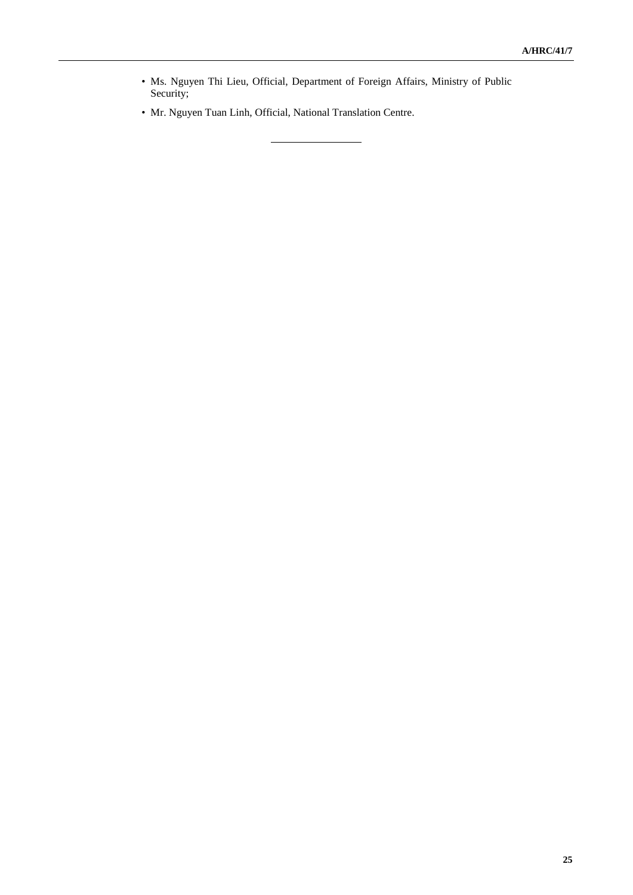- Ms. Nguyen Thi Lieu, Official, Department of Foreign Affairs, Ministry of Public Security;
- Mr. Nguyen Tuan Linh, Official, National Translation Centre.